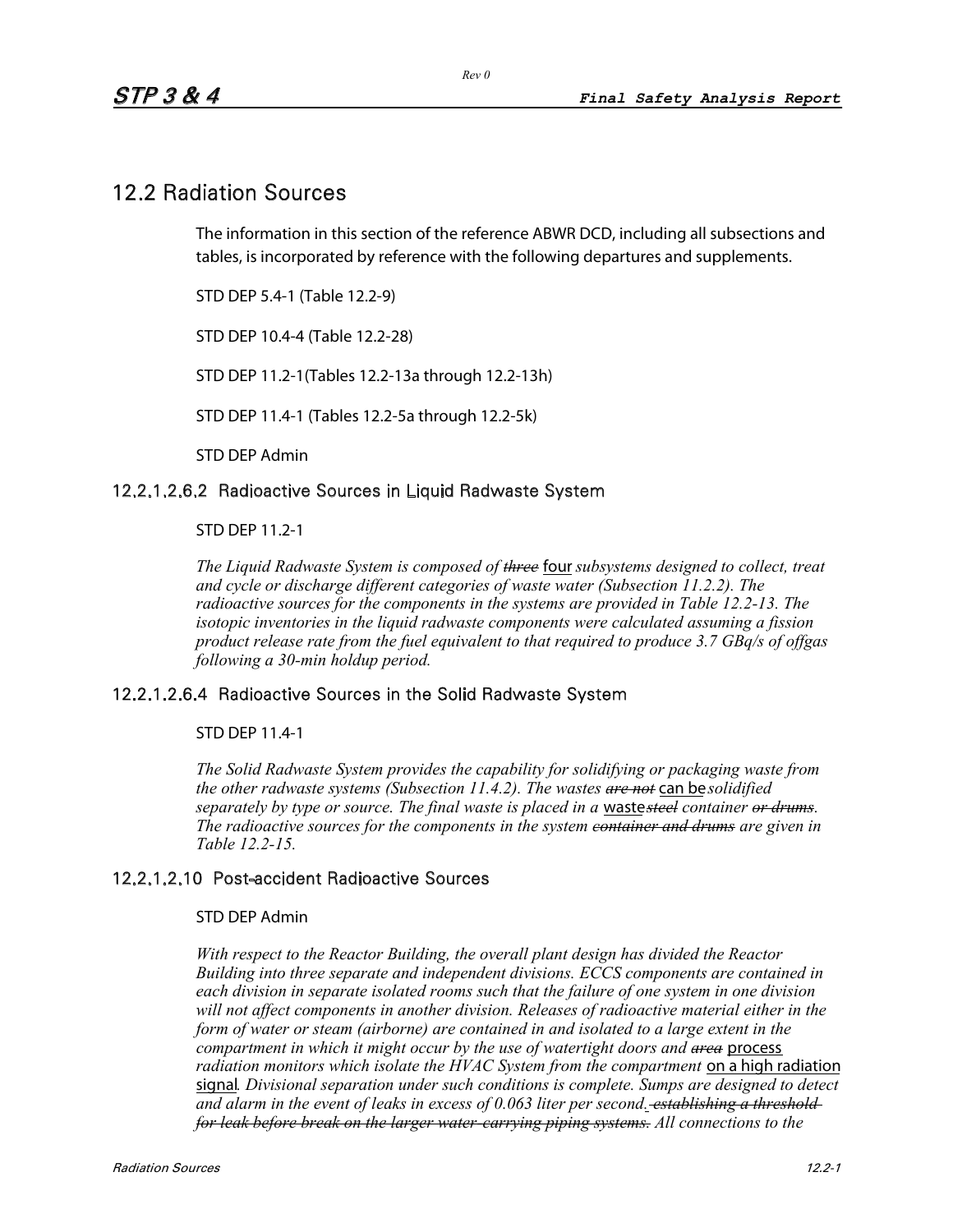# 12.2 Radiation Sources

The information in this section of the reference ABWR DCD, including all subsections and tables, is incorporated by reference with the following departures and supplements.

STD DEP 5.4-1 (Table 12.2-9)

STD DEP 10.4-4 (Table 12.2-28)

STD DEP 11.2-1(Tables 12.2-13a through 12.2-13h)

STD DEP 11.4-1 (Tables 12.2-5a through 12.2-5k)

STD DEP Admin

### 12.2.1.2.6.2 Radioactive Sources in Liquid Radwaste System

STD DEP 11.2-1

*The Liquid Radwaste System is composed of ~~three~~* <u>four</u> *subsystems designed to collect, treat and cycle or discharge different categories of waste water (Subsection 11.2.2). The radioactive sources for the components in the systems are provided in Table 12.2-13. The isotopic inventories in the liquid radwaste components were calculated assuming a fission product release rate from the fuel equivalent to that required to produce 3.7 GBq/s of offgas following a 30-min holdup period.*

### 12.2.1.2.6.4 Radioactive Sources in the Solid Radwaste System

STD DEP 11.4-1

*The Solid Radwaste System provides the capability for solidifying or packaging waste from the other radwaste systems (Subsection 11.4.2). The wastes ~~are not~~* <u>can be</u> *solidified separately by type or source. The final waste is placed in a* <u>waste</u>*~~steel~~ container ~~or drums~~. The radioactive sources for the components in the system ~~container and drums~~ are given in Table 12.2-15.*

### 12.2.1.2.10 Post-accident Radioactive Sources

STD DEP Admin

*With respect to the Reactor Building, the overall plant design has divided the Reactor Building into three separate and independent divisions. ECCS components are contained in each division in separate isolated rooms such that the failure of one system in one division will not affect components in another division. Releases of radioactive material either in the form of water or steam (airborne) are contained in and isolated to a large extent in the compartment in which it might occur by the use of watertight doors and ~~area~~* <u>process</u> *radiation monitors which isolate the HVAC System from the compartment* <u>on a high radiation signal</u>*. Divisional separation under such conditions is complete. Sumps are designed to detect and alarm in the event of leaks in excess of 0.063 liter per second.~~ establishing a threshold for leak before break on the larger water-carrying piping systems.~~ All connections to the*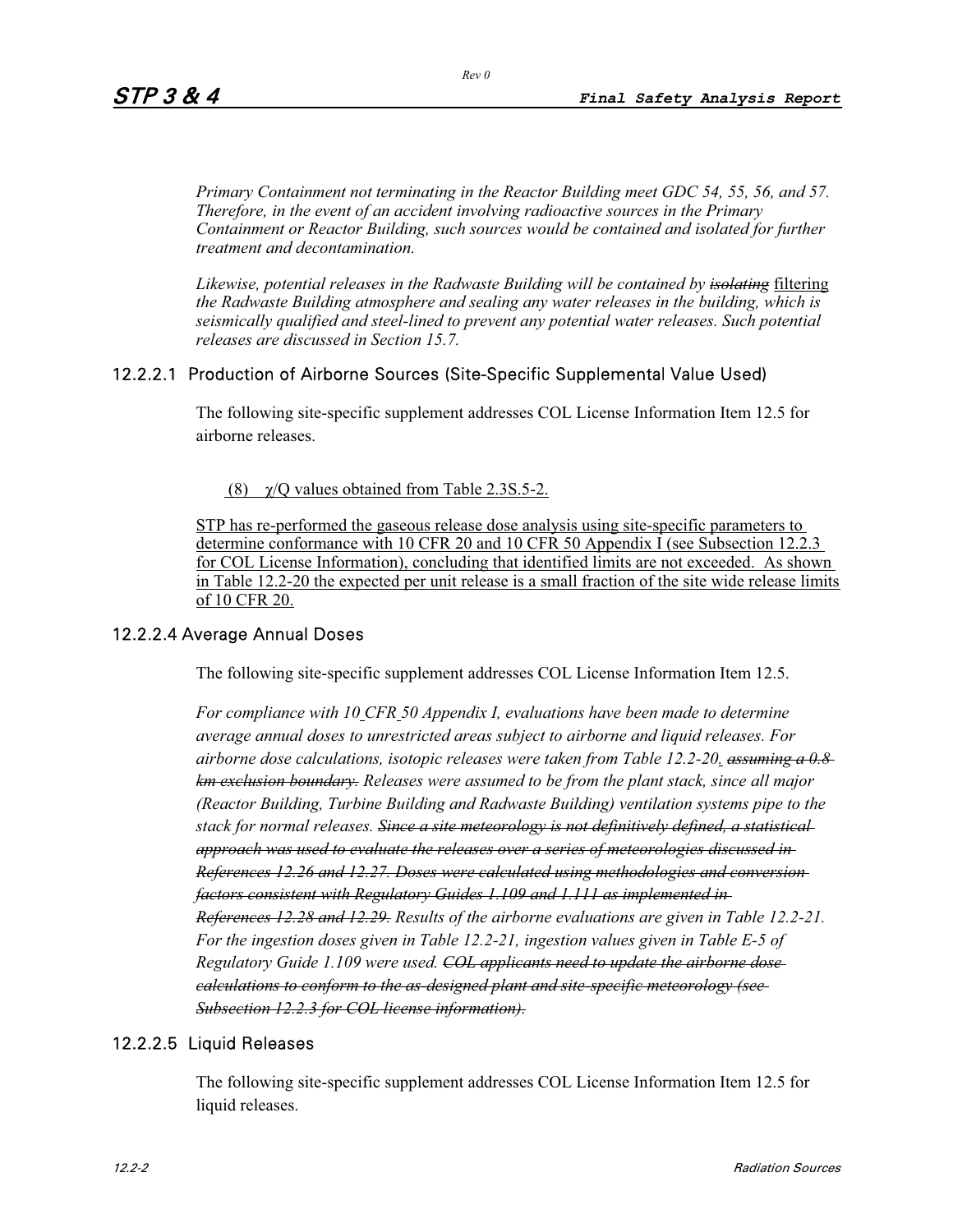*Primary Containment not terminating in the Reactor Building meet GDC 54, 55, 56, and 57. Therefore, in the event of an accident involving radioactive sources in the Primary Containment or Reactor Building, such sources would be contained and isolated for further treatment and decontamination.*

*Likewise, potential releases in the Radwaste Building will be contained by ~~isolating~~* filtering *the Radwaste Building atmosphere and sealing any water releases in the building, which is seismically qualified and steel-lined to prevent any potential water releases. Such potential releases are discussed in Section 15.7.*

### 12.2.2.1 Production of Airborne Sources (Site-Specific Supplemental Value Used)

The following site-specific supplement addresses COL License Information Item 12.5 for airborne releases.

(8) $\chi$/Q values obtained from Table 2.3S.5-2.

STP has re-performed the gaseous release dose analysis using site-specific parameters to determine conformance with 10 CFR 20 and 10 CFR 50 Appendix I (see Subsection 12.2.3 for COL License Information), concluding that identified limits are not exceeded. As shown in Table 12.2-20 the expected per unit release is a small fraction of the site wide release limits of 10 CFR 20.

### 12.2.2.4 Average Annual Doses

The following site-specific supplement addresses COL License Information Item 12.5.

*For compliance with 10 CFR 50 Appendix I, evaluations have been made to determine average annual doses to unrestricted areas subject to airborne and liquid releases. For airborne dose calculations, isotopic releases were taken from Table 12.2-20. ~~assuming a 0.8 km exclusion boundary.~~ Releases were assumed to be from the plant stack, since all major (Reactor Building, Turbine Building and Radwaste Building) ventilation systems pipe to the stack for normal releases. ~~Since a site meteorology is not definitively defined, a statistical approach was used to evaluate the releases over a series of meteorologies discussed in References 12.26 and 12.27. Doses were calculated using methodologies and conversion factors consistent with Regulatory Guides 1.109 and 1.111 as implemented in References 12.28 and 12.29.~~ Results of the airborne evaluations are given in Table 12.2-21. For the ingestion doses given in Table 12.2-21, ingestion values given in Table E-5 of Regulatory Guide 1.109 were used. ~~COL applicants need to update the airborne dose calculations to conform to the as-designed plant and site-specific meteorology (see Subsection 12.2.3 for COL license information).~~*

### 12.2.2.5 Liquid Releases

The following site-specific supplement addresses COL License Information Item 12.5 for liquid releases.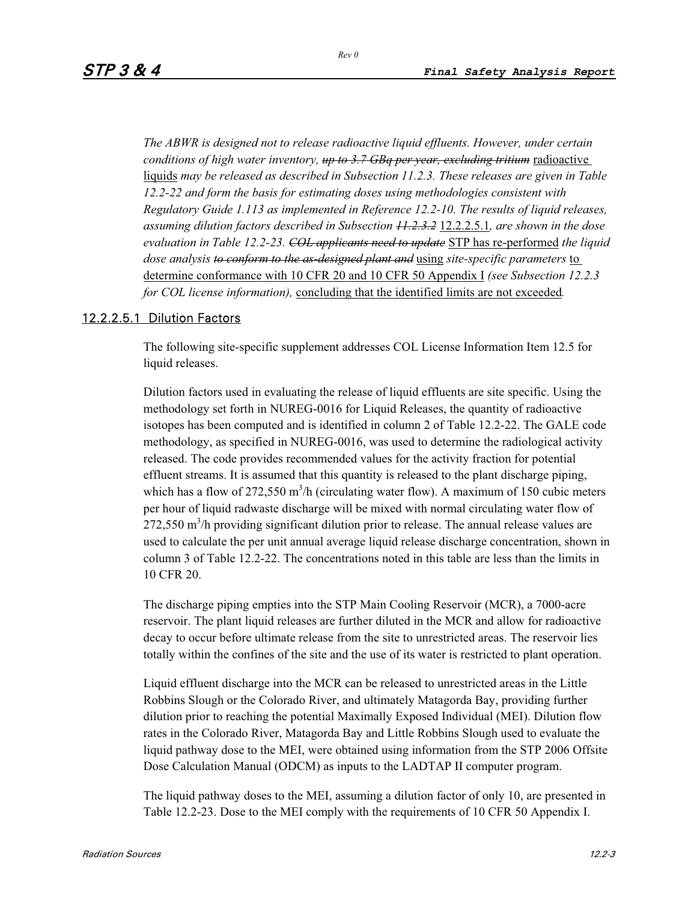*The ABWR is designed not to release radioactive liquid effluents. However, under certain conditions of high water inventory,* ~~*up to 3.7 GBq per year, excluding tritium*~~ <u>radioactive liquids</u> *may be released as described in Subsection 11.2.3. These releases are given in Table 12.2-22 and form the basis for estimating doses using methodologies consistent with Regulatory Guide 1.113 as implemented in Reference 12.2-10. The results of liquid releases, assuming dilution factors described in Subsection* ~~*11.2.3.2*~~ <u>12.2.2.5.1</u>*, are shown in the dose evaluation in Table 12.2-23.* ~~*COL applicants need to update*~~ <u>STP has re-performed</u> *the liquid dose analysis* ~~*to conform to the as-designed plant and*~~ <u>using</u> *site-specific parameters* <u>to determine conformance with 10 CFR 20 and 10 CFR 50 Appendix I</u> *(see Subsection 12.2.3 for COL license information),* <u>concluding that the identified limits are not exceeded</u>*.*

### <u>12.2.2.5.1 Dilution Factors</u>

The following site-specific supplement addresses COL License Information Item 12.5 for liquid releases.

Dilution factors used in evaluating the release of liquid effluents are site specific. Using the methodology set forth in NUREG-0016 for Liquid Releases, the quantity of radioactive isotopes has been computed and is identified in column 2 of Table 12.2-22. The GALE code methodology, as specified in NUREG-0016, was used to determine the radiological activity released. The code provides recommended values for the activity fraction for potential effluent streams. It is assumed that this quantity is released to the plant discharge piping, which has a flow of 272,550 $m^3$/h (circulating water flow). A maximum of 150 cubic meters per hour of liquid radwaste discharge will be mixed with normal circulating water flow of 272,550 $m^3$/h providing significant dilution prior to release. The annual release values are used to calculate the per unit annual average liquid release discharge concentration, shown in column 3 of Table 12.2-22. The concentrations noted in this table are less than the limits in 10 CFR 20.

The discharge piping empties into the STP Main Cooling Reservoir (MCR), a 7000-acre reservoir. The plant liquid releases are further diluted in the MCR and allow for radioactive decay to occur before ultimate release from the site to unrestricted areas. The reservoir lies totally within the confines of the site and the use of its water is restricted to plant operation.

Liquid effluent discharge into the MCR can be released to unrestricted areas in the Little Robbins Slough or the Colorado River, and ultimately Matagorda Bay, providing further dilution prior to reaching the potential Maximally Exposed Individual (MEI). Dilution flow rates in the Colorado River, Matagorda Bay and Little Robbins Slough used to evaluate the liquid pathway dose to the MEI, were obtained using information from the STP 2006 Offsite Dose Calculation Manual (ODCM) as inputs to the LADTAP II computer program.

The liquid pathway doses to the MEI, assuming a dilution factor of only 10, are presented in Table 12.2-23. Dose to the MEI comply with the requirements of 10 CFR 50 Appendix I.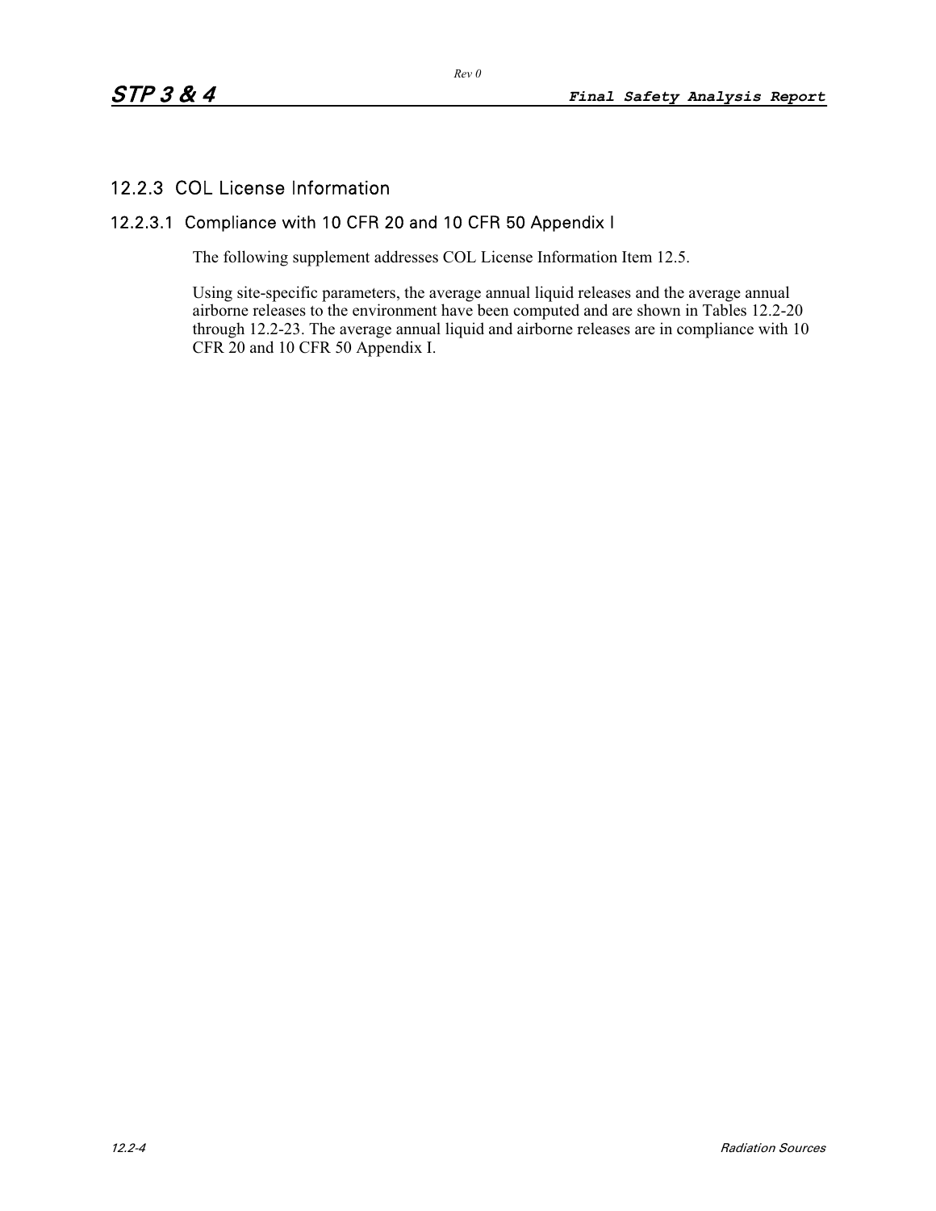## 12.2.3 COL License Information

### 12.2.3.1 Compliance with 10 CFR 20 and 10 CFR 50 Appendix I

The following supplement addresses COL License Information Item 12.5.

Using site-specific parameters, the average annual liquid releases and the average annual airborne releases to the environment have been computed and are shown in Tables 12.2-20 through 12.2-23. The average annual liquid and airborne releases are in compliance with 10 CFR 20 and 10 CFR 50 Appendix I.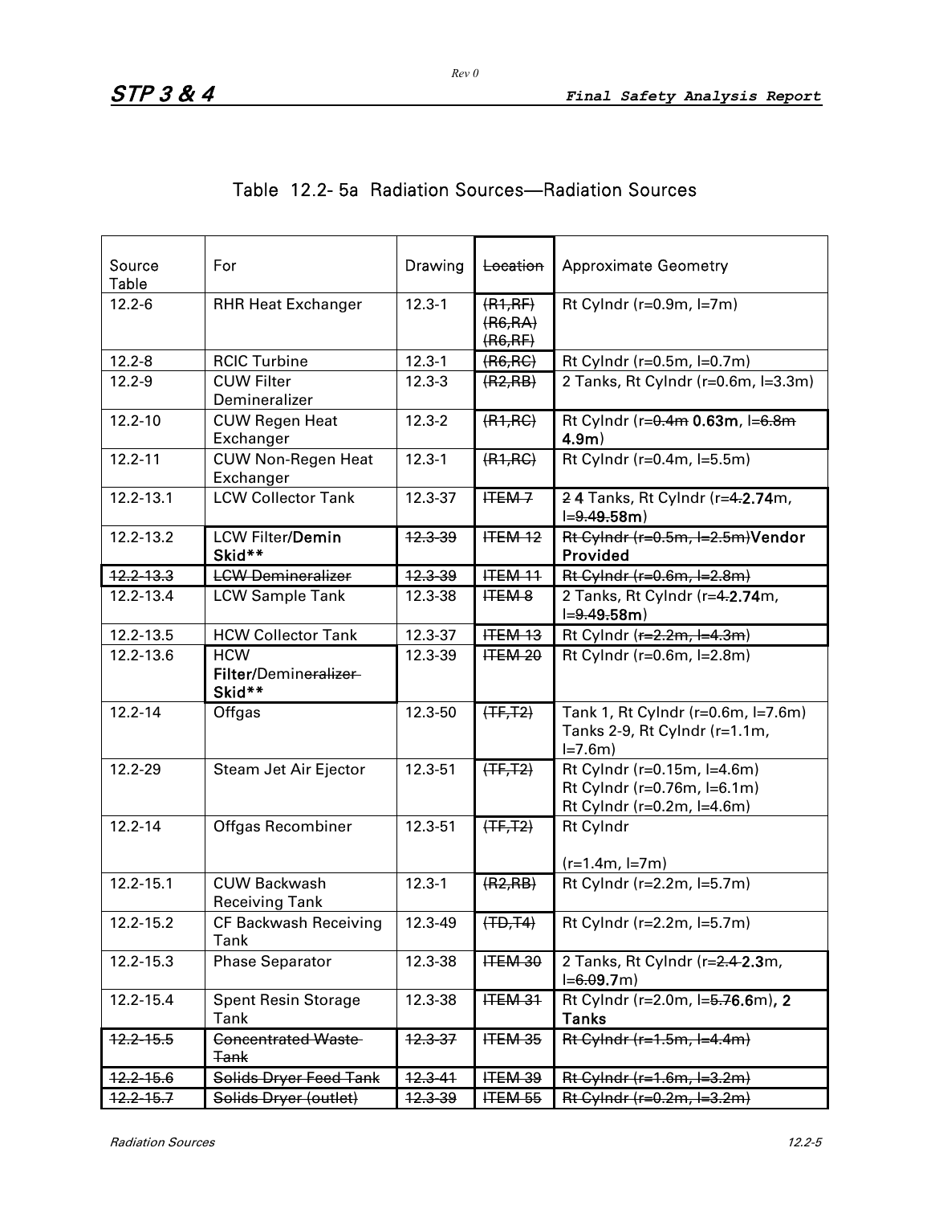## Table 12.2-5a Radiation Sources—Radiation Sources

| Source Table | For | Drawing | ~~Location~~ | Approximate Geometry |
|---|---|---|---|---|
| 12.2-6 | RHR Heat Exchanger | 12.3-1 | ~~(R1,RF)~~ ~~(R6,RA)~~ ~~(R6,RF)~~ | Rt Cylndr (r=0.9m, l=7m) |
| 12.2-8 | RCIC Turbine | 12.3-1 | ~~(R6,RC)~~ | Rt Cylndr (r=0.5m, l=0.7m) |
| 12.2-9 | CUW Filter Demineralizer | 12.3-3 | ~~(R2,RB)~~ | 2 Tanks, Rt Cylndr (r=0.6m, l=3.3m) |
| 12.2-10 | CUW Regen Heat Exchanger | 12.3-2 | ~~(R1,RC)~~ | Rt Cylndr (r=~~0.4m~~ **0.63m**, l=~~6.8m~~ **4.9m**) |
| 12.2-11 | CUW Non-Regen Heat Exchanger | 12.3-1 | ~~(R1,RC)~~ | Rt Cylndr (r=0.4m, l=5.5m) |
| 12.2-13.1 | LCW Collector Tank | 12.3-37 | ~~ITEM 7~~ | ~~2~~ 4 Tanks, Rt Cylndr (r=~~4.~~**2.74**m, l=~~9.4~~**9.58m**) |
| 12.2-13.2 | LCW Filter/**Demin Skid\*\*** | ~~12.3-39~~ | ~~ITEM 12~~ | ~~Rt Cylndr (r=0.5m, l=2.5m)~~**Vendor Provided** |
| ~~12.2-13.3~~ | ~~LCW Demineralizer~~ | ~~12.3-39~~ | ~~ITEM 11~~ | ~~Rt Cylndr (r=0.6m, l=2.8m)~~ |
| 12.2-13.4 | LCW Sample Tank | 12.3-38 | ~~ITEM 8~~ | 2 Tanks, Rt Cylndr (r=~~4.~~**2.74**m, l=~~9.4~~**9.58m**) |
| 12.2-13.5 | HCW Collector Tank | 12.3-37 | ~~ITEM 13~~ | Rt Cylndr (~~r=2.2m, l=4.3m~~) |
| 12.2-13.6 | HCW **Filter**/Demin~~eralizer~~ **Skid\*\*** | 12.3-39 | ~~ITEM 20~~ | Rt Cylndr (r=0.6m, l=2.8m) |
| 12.2-14 | Offgas | 12.3-50 | ~~(TF,T2)~~ | Tank 1, Rt Cylndr (r=0.6m, l=7.6m) Tanks 2-9, Rt Cylndr (r=1.1m, l=7.6m) |
| 12.2-29 | Steam Jet Air Ejector | 12.3-51 | ~~(TF,T2)~~ | Rt Cylndr (r=0.15m, l=4.6m) Rt Cylndr (r=0.76m, l=6.1m) Rt Cylndr (r=0.2m, l=4.6m) |
| 12.2-14 | Offgas Recombiner | 12.3-51 | ~~(TF,T2)~~ | Rt Cylndr (r=1.4m, l=7m) |
| 12.2-15.1 | CUW Backwash Receiving Tank | 12.3-1 | ~~(R2,RB)~~ | Rt Cylndr (r=2.2m, l=5.7m) |
| 12.2-15.2 | CF Backwash Receiving Tank | 12.3-49 | ~~(TD,T4)~~ | Rt Cylndr (r=2.2m, l=5.7m) |
| 12.2-15.3 | Phase Separator | 12.3-38 | ~~ITEM 30~~ | 2 Tanks, Rt Cylndr (r=~~2.4~~ **2.3**m, l=~~6.0~~**9.7**m) |
| 12.2-15.4 | Spent Resin Storage Tank | 12.3-38 | ~~ITEM 31~~ | Rt Cylndr (r=2.0m, l=~~5.7~~**6.6**m)**, 2 Tanks** |
| ~~12.2-15.5~~ | ~~Concentrated Waste Tank~~ | ~~12.3-37~~ | ~~ITEM 35~~ | ~~Rt Cylndr (r=1.5m, l=4.4m)~~ |
| ~~12.2-15.6~~ | ~~Solids Dryer Feed Tank~~ | ~~12.3-41~~ | ~~ITEM 39~~ | ~~Rt Cylndr (r=1.6m, l=3.2m)~~ |
| ~~12.2-15.7~~ | ~~Solids Dryer (outlet)~~ | ~~12.3-39~~ | ~~ITEM 55~~ | ~~Rt Cylndr (r=0.2m, l=3.2m)~~ |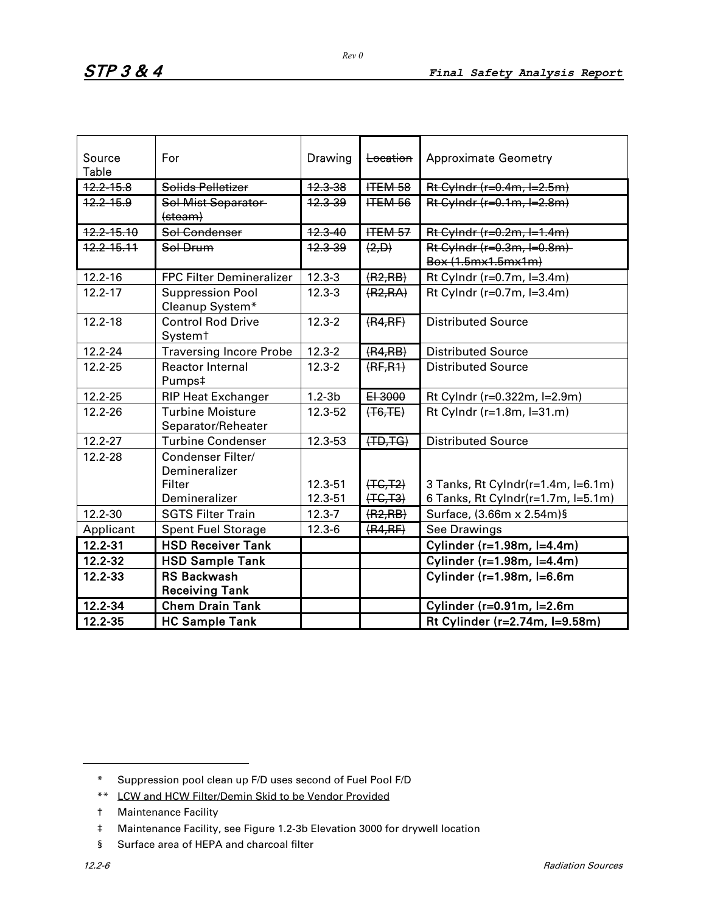| Source Table | For | Drawing | ~~Location~~ | Approximate Geometry |
|---|---|---|---|---|
| ~~12.2-15.8~~ | ~~Solids Pelletizer~~ | ~~12.3-38~~ | ~~ITEM 58~~ | ~~Rt Cylndr (r=0.4m, l=2.5m)~~ |
| ~~12.2-15.9~~ | ~~Sol Mist Separator (steam)~~ | ~~12.3-39~~ | ~~ITEM 56~~ | ~~Rt Cylndr (r=0.1m, l=2.8m)~~ |
| ~~12.2-15.10~~ | ~~Sol Condenser~~ | ~~12.3-40~~ | ~~ITEM 57~~ | ~~Rt Cylndr (r=0.2m, l=1.4m)~~ |
| ~~12.2-15.11~~ | ~~Sol Drum~~ | ~~12.3-39~~ | ~~(2,D)~~ | ~~Rt Cylndr (r=0.3m, l=0.8m) Box (1.5mx1.5mx1m)~~ |
| 12.2-16 | FPC Filter Demineralizer | 12.3-3 | ~~(R2,RB)~~ | Rt Cylndr (r=0.7m, l=3.4m) |
| 12.2-17 | Suppression Pool Cleanup System* | 12.3-3 | ~~(R2,RA)~~ | Rt Cylndr (r=0.7m, l=3.4m) |
| 12.2-18 | Control Rod Drive System† | 12.3-2 | ~~(R4,RF)~~ | Distributed Source |
| 12.2-24 | Traversing Incore Probe | 12.3-2 | ~~(R4,RB)~~ | Distributed Source |
| 12.2-25 | Reactor Internal Pumps‡ | 12.3-2 | ~~(RF,R1)~~ | Distributed Source |
| 12.2-25 | RIP Heat Exchanger | 1.2-3b | ~~El 3000~~ | Rt Cylndr (r=0.322m, l=2.9m) |
| 12.2-26 | Turbine Moisture Separator/Reheater | 12.3-52 | ~~(T6,TE)~~ | Rt Cylndr (r=1.8m, l=31.m) |
| 12.2-27 | Turbine Condenser | 12.3-53 | ~~(TD,TG)~~ | Distributed Source |
| 12.2-28 | Condenser Filter/ Demineralizer Filter Demineralizer | 12.3-51 12.3-51 | ~~(TC,T2)~~ ~~(TC,T3)~~ | 3 Tanks, Rt Cylndr(r=1.4m, l=6.1m) 6 Tanks, Rt Cylndr(r=1.7m, l=5.1m) |
| 12.2-30 | SGTS Filter Train | 12.3-7 | ~~(R2,RB)~~ | Surface, (3.66m x 2.54m)§ |
| Applicant | Spent Fuel Storage | 12.3-6 | ~~(R4,RF)~~ | See Drawings |
| **12.2-31** | **HSD Receiver Tank** | | | **Cylinder (r=1.98m, l=4.4m)** |
| **12.2-32** | **HSD Sample Tank** | | | **Cylinder (r=1.98m, l=4.4m)** |
| **12.2-33** | **RS Backwash Receiving Tank** | | | **Cylinder (r=1.98m, l=6.6m** |
| **12.2-34** | **Chem Drain Tank** | | | **Cylinder (r=0.91m, l=2.6m** |
| **12.2-35** | **HC Sample Tank** | | | **Rt Cylinder (r=2.74m, l=9.58m)** |

\* Suppression pool clean up F/D uses second of Fuel Pool F/D

\*\* <u>LCW and HCW Filter/Demin Skid to be Vendor Provided</u>

† Maintenance Facility

‡ Maintenance Facility, see Figure 1.2-3b Elevation 3000 for drywell location

§ Surface area of HEPA and charcoal filter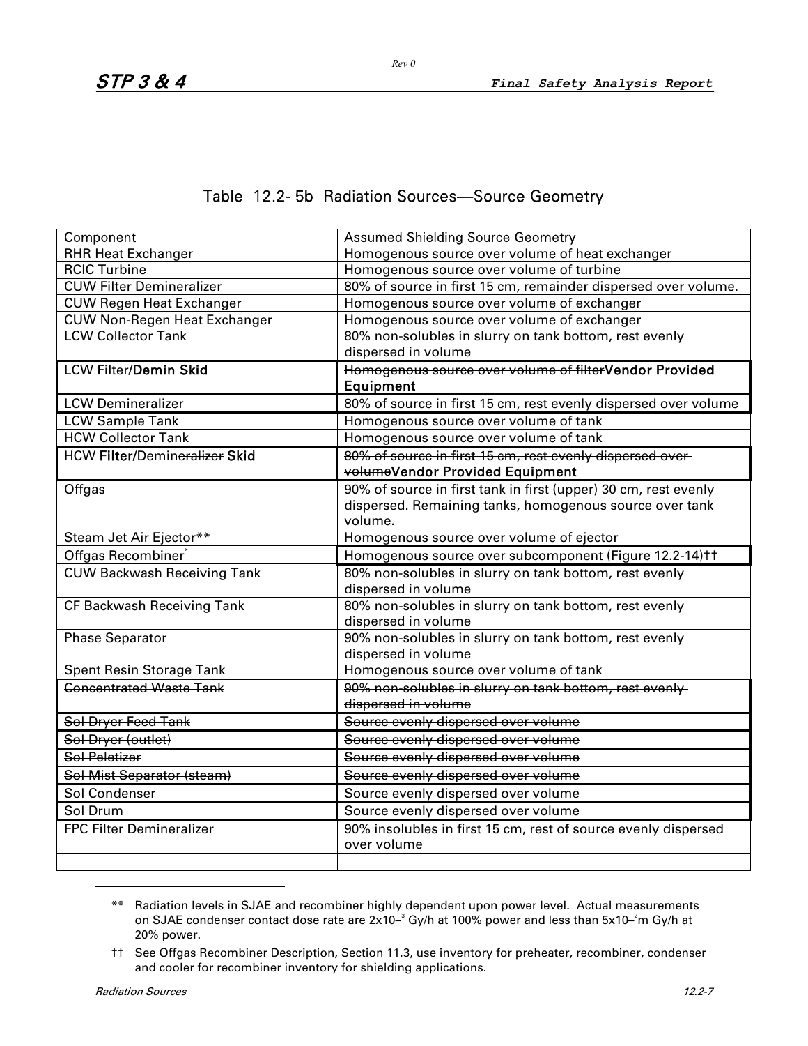## Table 12.2-5b Radiation Sources—Source Geometry

| Component | Assumed Shielding Source Geometry |
|---|---|
| RHR Heat Exchanger | Homogenous source over volume of heat exchanger |
| RCIC Turbine | Homogenous source over volume of turbine |
| CUW Filter Demineralizer | 80% of source in first 15 cm, remainder dispersed over volume. |
| CUW Regen Heat Exchanger | Homogenous source over volume of exchanger |
| CUW Non-Regen Heat Exchanger | Homogenous source over volume of exchanger |
| LCW Collector Tank | 80% non-solubles in slurry on tank bottom, rest evenly dispersed in volume |
| LCW Filter/**Demin Skid** | ~~Homogenous source over volume of filter~~**Vendor Provided Equipment** |
| ~~LCW Demineralizer~~ | ~~80% of source in first 15 cm, rest evenly dispersed over volume~~ |
| LCW Sample Tank | Homogenous source over volume of tank |
| HCW Collector Tank | Homogenous source over volume of tank |
| HCW **Filter**/Demin~~eralizer~~ **Skid** | ~~80% of source in first 15 cm, rest evenly dispersed over volume~~**Vendor Provided Equipment** |
| Offgas | 90% of source in first tank in first (upper) 30 cm, rest evenly dispersed. Remaining tanks, homogenous source over tank volume. |
| Steam Jet Air Ejector** | Homogenous source over volume of ejector |
| Offgas Recombiner* | Homogenous source over subcomponent ~~(Figure 12.2-14)~~†† |
| CUW Backwash Receiving Tank | 80% non-solubles in slurry on tank bottom, rest evenly dispersed in volume |
| CF Backwash Receiving Tank | 80% non-solubles in slurry on tank bottom, rest evenly dispersed in volume |
| Phase Separator | 90% non-solubles in slurry on tank bottom, rest evenly dispersed in volume |
| Spent Resin Storage Tank | Homogenous source over volume of tank |
| ~~Concentrated Waste Tank~~ | ~~90% non-solubles in slurry on tank bottom, rest evenly dispersed in volume~~ |
| ~~Sol Dryer Feed Tank~~ | ~~Source evenly dispersed over volume~~ |
| ~~Sol Dryer (outlet)~~ | ~~Source evenly dispersed over volume~~ |
| ~~Sol Peletizer~~ | ~~Source evenly dispersed over volume~~ |
| ~~Sol Mist Separator (steam)~~ | ~~Source evenly dispersed over volume~~ |
| ~~Sol Condenser~~ | ~~Source evenly dispersed over volume~~ |
| ~~Sol Drum~~ | ~~Source evenly dispersed over volume~~ |
| FPC Filter Demineralizer | 90% insolubles in first 15 cm, rest of source evenly dispersed over volume |
| | |

** Radiation levels in SJAE and recombiner highly dependent upon power level. Actual measurements on SJAE condenser contact dose rate are $2x10^{-3}$ Gy/h at 100% power and less than $5x10^{-2}$m Gy/h at 20% power.

†† See Offgas Recombiner Description, Section 11.3, use inventory for preheater, recombiner, condenser and cooler for recombiner inventory for shielding applications.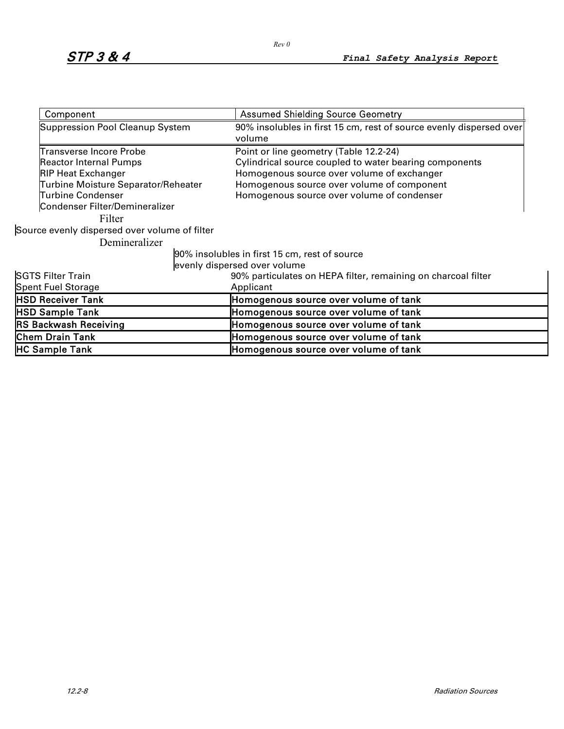| Component | Assumed Shielding Source Geometry |
|---|---|
| Suppression Pool Cleanup System | 90% insolubles in first 15 cm, rest of source evenly dispersed over volume |
| Transverse Incore Probe | Point or line geometry (Table 12.2-24) |
| Reactor Internal Pumps | Cylindrical source coupled to water bearing components |
| RIP Heat Exchanger | Homogenous source over volume of exchanger |
| Turbine Moisture Separator/Reheater | Homogenous source over volume of component |
| Turbine Condenser | Homogenous source over volume of condenser |
| Condenser Filter/Demineralizer | |
| Filter | Source evenly dispersed over volume of filter |
| Demineralizer | 90% insolubles in first 15 cm, rest of source evenly dispersed over volume |
| SGTS Filter Train | 90% particulates on HEPA filter, remaining on charcoal filter |
| Spent Fuel Storage | Applicant |
| **HSD Receiver Tank** | **Homogenous source over volume of tank** |
| **HSD Sample Tank** | **Homogenous source over volume of tank** |
| **RS Backwash Receiving** | **Homogenous source over volume of tank** |
| **Chem Drain Tank** | **Homogenous source over volume of tank** |
| **HC Sample Tank** | **Homogenous source over volume of tank** |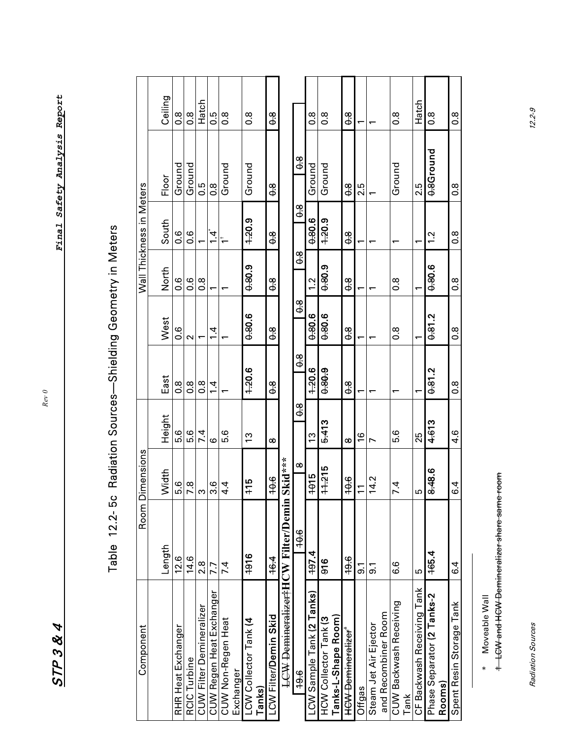# Table 12.2-5c Radiation Sources—Shielding Geometry in Meters

| Component | Room Dimensions | | | Wall Thickness in Meters | | | | | |
|---|---|---|---|---|---|---|---|---|---|
| | Length | Width | Height | East | West | North | South | Floor | Ceiling |
| RHR Heat Exchanger | 12.6 | 5.6 | 5.6 | 0.8 | 0.6 | 0.6 | 0.6 | Ground | 0.8 |
| RCIC Turbine | 14.6 | 7.8 | 5.6 | 0.8 | 2 | 0.6 | 0.6 | Ground | 0.8 |
| CUW Filter Demineralizer | 2.8 | 3 | 7.4 | 0.8 | 1 | 0.8 | 1 | 0.5 | Hatch |
| CUW Regen Heat Exchanger | 7.7 | 3.6 | 6 | 1.4 | 1.4 | 1 | 1.4* | 0.8 | 0.5 |
| CUW Non-Regen Heat Exchanger | 7.4 | 4.4 | 5.6 | 1 | 1 | 1 | 1† | Ground | 0.8 |
| LCW Collector Tank (4 Tanks) | ~~19~~16 | ~~11~~5 | 13 | ~~1.2~~0.6 | ~~0.8~~0.6 | ~~0.8~~0.9 | ~~1.2~~0.9 | Ground | 0.8 |
| LCW Filter/Demin Skid | ~~16.4~~ | ~~10.6~~ | ~~8~~ | ~~0.8~~ | ~~0.8~~ | ~~0.8~~ | ~~0.8~~ | ~~0.8~~ | ~~0.8~~ |
| ~~LCW Demineralizer†~~HCW Filter/Demin Skid*** ~~19.6~~ | ~~10.6~~ | ~~8~~ | ~~0.8~~ | ~~0.8~~ | ~~0.8~~ | ~~0.8~~ | ~~0.8~~ | ~~0.8~~ | ~~0.8~~ |
| LCW Sample Tank (2 Tanks) | ~~19~~7.4 | ~~10~~15 | 13 | ~~1.2~~0.6 | ~~0.8~~0.6 | 1.2 | ~~0.8~~0.6 | Ground | 0.8 |
| HCW Collector Tank (3 Tanks-L-Shape Room) | 916 | ~~11.2~~15 | ~~5.4~~13 | ~~0.8~~0.9 | ~~0.8~~0.6 | ~~0.8~~0.9 | ~~1.2~~0.9 | Ground | 0.8 |
| ~~HCW Demineralizer‡~~ | ~~19.6~~ | ~~10.6~~ | ~~8~~ | ~~0.8~~ | ~~0.8~~ | ~~0.8~~ | ~~0.8~~ | ~~0.8~~ | ~~0.8~~ |
| Offgas | 9.1 | 11 | 16 | 1 | 1 | 1 | 1 | 2.5 | 1 |
| Steam Jet Air Ejector and Recombiner Room | 9.1 | 14.2 | 7 | 1 | 1 | 1 | 1 | 1 | 1 |
| CUW Backwash Receiving Tank | 6.6 | 7.4 | 5.6 | 1 | 0.8 | 0.8 | 1 | Ground | 0.8 |
| CF Backwash Receiving Tank | 5 | 5 | 25 | 1 | 1 | 1 | 1 | 2.5 | Hatch |
| Phase Separator (2 Tanks-2 Rooms) | ~~16~~5.4 | ~~8.4~~8.6 | ~~4.6~~13 | ~~0.8~~1.2 | ~~0.8~~1.2 | ~~0.8~~0.6 | 1.2 | ~~0.8~~Ground | 0.8 |
| Spent Resin Storage Tank | 6.4 | 6.4 | 4.6 | 0.8 | 0.8 | 0.8 | 0.8 | 0.8 | 0.8 |

\* Moveable Wall

~~† LCW and HCW Demineralizer share same room~~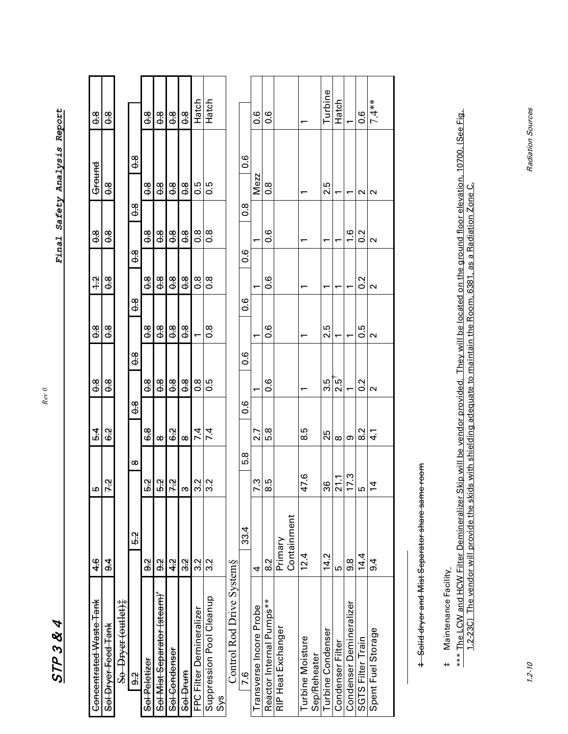| | | | | | | | | | |
|---|---|---|---|---|---|---|---|---|---|
| ~~Concentrated Waste Tank~~ | ~~4.6~~ | ~~5~~ | ~~5.4~~ | ~~0.8~~ | ~~0.8~~ | ~~1.2~~ | ~~0.8~~ | ~~Ground~~ | ~~0.8~~ |
| ~~Sol Dryer Feed Tank~~ | ~~9.4~~ | ~~7.2~~ | ~~6.2~~ | ~~0.8~~ | ~~0.8~~ | ~~0.8~~ | ~~0.8~~ | ~~0.8~~ | ~~0.8~~ |
| ~~So Dryer (outlet)‡~~ | | | | | | | | | |
| ~~9.2~~ | ~~5.2~~ | ~~8~~ | ~~0.8~~ | ~~0.8~~ | ~~0.8~~ | ~~0.8~~ | ~~0.8~~ | | |
| ~~Sol Peletizer~~ | ~~9.2~~ | ~~5.2~~ | ~~6.8~~ | ~~0.8~~ | ~~0.8~~ | ~~0.8~~ | ~~0.8~~ | ~~0.8~~ | ~~0.8~~ |
| ~~Sol Mist Separator (steam)†~~ | ~~9.2~~ | ~~5.2~~ | ~~8~~ | ~~0.8~~ | ~~0.8~~ | ~~0.8~~ | ~~0.8~~ | ~~0.8~~ | ~~0.8~~ |
| ~~Sol Condenser~~ | ~~4.2~~ | ~~7.2~~ | ~~6.2~~ | ~~0.8~~ | ~~0.8~~ | ~~0.8~~ | ~~0.8~~ | ~~0.8~~ | ~~0.8~~ |
| ~~Sol Drum~~ | ~~3.2~~ | ~~3~~ | ~~8~~ | ~~0.8~~ | ~~0.8~~ | ~~0.8~~ | ~~0.8~~ | ~~0.8~~ | ~~0.8~~ |
| FPC Filter Demineralizer | 3.2 | 3.2 | 7.4 | 0.8 | 1 | 0.8 | 0.8 | 0.5 | Hatch |
| Suppression Pool Cleanup Sys | 3.2 | 3.2 | 7.4 | 0.5 | 0.8 | 0.8 | 0.8 | 0.5 | Hatch |
| Control Rod Drive System§ | | | | | | | | | |
| 7.6 | 33.4 | 5.8 | 0.6 | 0.6 | 0.6 | 0.6 | 0.8 | 0.6 | |
| Transverse Incore Probe | 4 | 7.3 | 2.7 | 1 | 1 | 1 | 1 | Mezz | 0.6 |
| Reactor Internal Pumps** | 8.2 | 8.5 | 5.8 | 0.6 | 0.6 | 0.6 | 0.6 | 0.8 | 0.6 |
| RIP Heat Exchanger | Primary Containment | | | | | | | | |
| Turbine Moisture Sep/Reheater | 12.4 | 47.6 | 8.5 | 1 | 1 | 1 | 1 | 1 | 1 |
| Turbine Condenser | 14.2 | 36 | 25 | 3.5 | 2.5 | 1 | 1 | 2.5 | Turbine |
| Condenser Filter | 5 | 21.1 | 8 | 2.5† | 1 | 1 | 1 | 1 | Hatch |
| Condenser Demineralizer | 9.8 | 17.3 | 9 | 1 | 1 | 1 | 1.6 | 1 | 1 |
| SGTS Filter Train | 14.4 | 5 | 8.2 | 0.2 | 0.5 | 0.2 | 0.2 | 2 | 0.6 |
| Spent Fuel Storage | 9.4 | 14 | 4.1 | 2 | 2 | 2 | 2 | 2 | 7.4** |

~~‡ Solid dryer and Mist Separator share same room~~

‡ Maintenance Facility

*** The LCW and HCW Filter Demineralizer Skip will be vendor provided. They will be located on the ground floor elevation, 10700, (See Fig. 1.2-23C) The vendor will provide the skids with shielding adequate to maintain the Room, 6381, as a Radiation Zone C.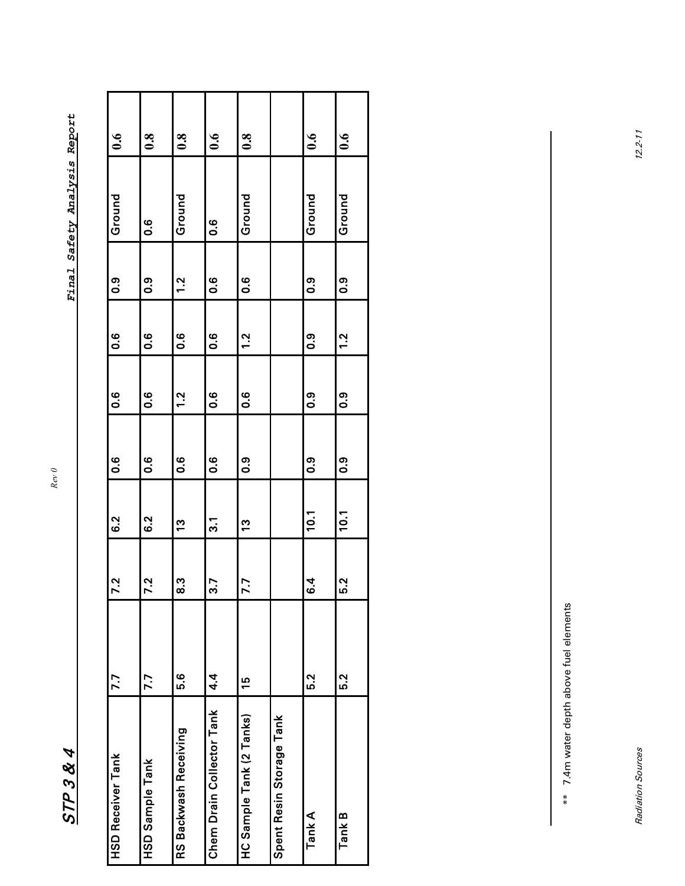| HSD Receiver Tank | 7.7 | 7.2 | 6.2 | 0.6 | 0.6 | 0.6 | 0.9 | Ground | 0.6 |
|---|---|---|---|---|---|---|---|---|---|
| HSD Sample Tank | 7.7 | 7.2 | 6.2 | 0.6 | 0.6 | 0.6 | 0.9 | 0.6 | 0.8 |
| RS Backwash Receiving | 5.6 | 8.3 | 13 | 0.6 | 1.2 | 0.6 | 1.2 | Ground | 0.8 |
| Chem Drain Collector Tank | 4.4 | 3.7 | 3.1 | 0.6 | 0.6 | 0.6 | 0.6 | 0.6 | 0.6 |
| HC Sample Tank (2 Tanks) | 15 | 7.7 | 13 | 0.9 | 0.6 | 1.2 | 0.6 | Ground | 0.8 |
| Spent Resin Storage Tank | | | | | | | | | |
| Tank A | 5.2 | 6.4 | 10.1 | 0.9 | 0.9 | 0.9 | 0.9 | Ground | 0.6 |
| Tank B | 5.2 | 5.2 | 10.1 | 0.9 | 0.9 | 1.2 | 0.9 | Ground | 0.6 |

** 7.4m water depth above fuel elements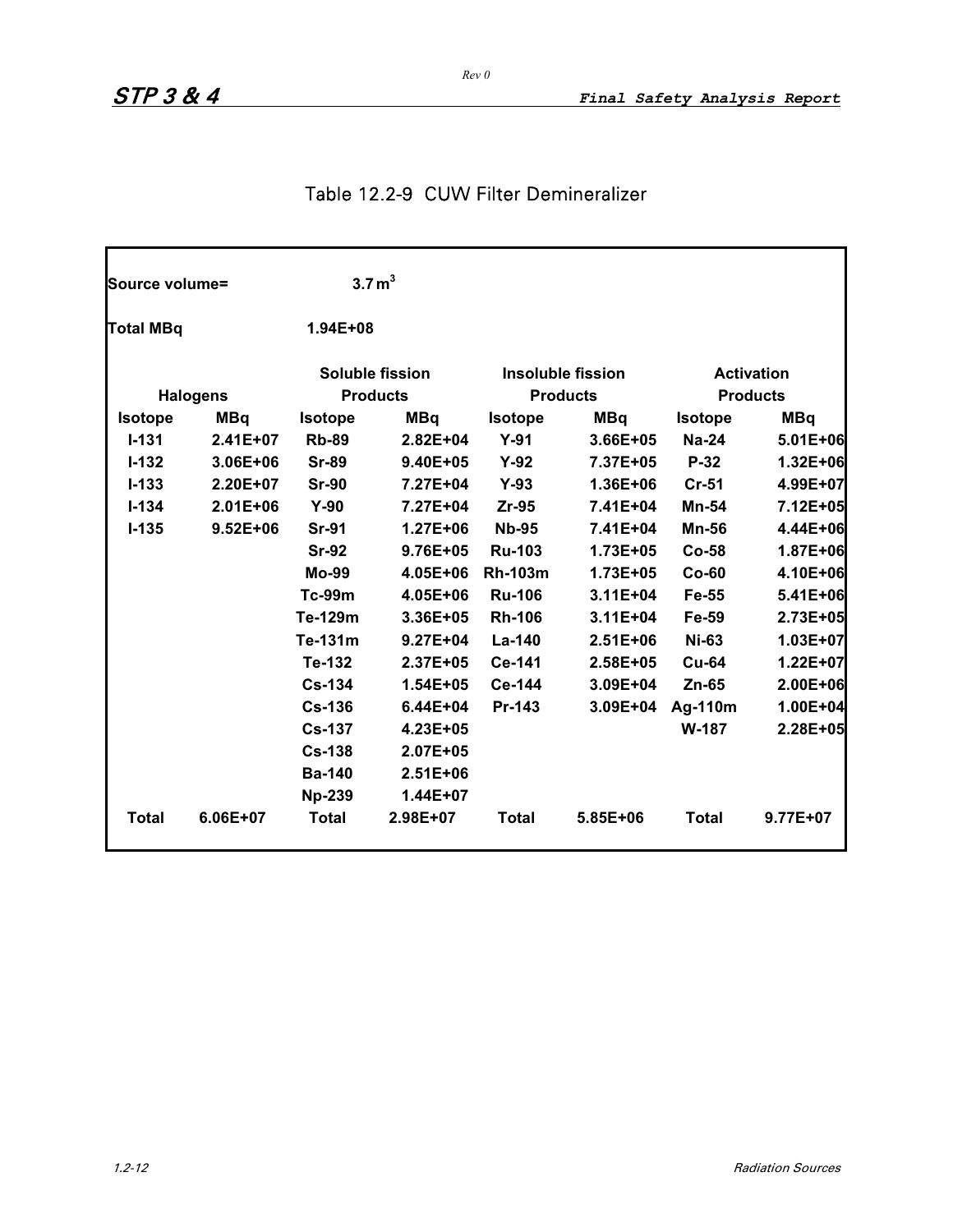### Table 12.2-9 CUW Filter Demineralizer

Source volume= $3.7\,m^3$

Total MBq 1.94E+08

| Halogens | | Soluble fission Products | | Insoluble fission Products | | Activation Products | |
|---|---|---|---|---|---|---|---|
| Isotope | MBq | Isotope | MBq | Isotope | MBq | Isotope | MBq |
| I-131 | 2.41E+07 | Rb-89 | 2.82E+04 | Y-91 | 3.66E+05 | Na-24 | 5.01E+06 |
| I-132 | 3.06E+06 | Sr-89 | 9.40E+05 | Y-92 | 7.37E+05 | P-32 | 1.32E+06 |
| I-133 | 2.20E+07 | Sr-90 | 7.27E+04 | Y-93 | 1.36E+06 | Cr-51 | 4.99E+07 |
| I-134 | 2.01E+06 | Y-90 | 7.27E+04 | Zr-95 | 7.41E+04 | Mn-54 | 7.12E+05 |
| I-135 | 9.52E+06 | Sr-91 | 1.27E+06 | Nb-95 | 7.41E+04 | Mn-56 | 4.44E+06 |
| | | Sr-92 | 9.76E+05 | Ru-103 | 1.73E+05 | Co-58 | 1.87E+06 |
| | | Mo-99 | 4.05E+06 | Rh-103m | 1.73E+05 | Co-60 | 4.10E+06 |
| | | Tc-99m | 4.05E+06 | Ru-106 | 3.11E+04 | Fe-55 | 5.41E+06 |
| | | Te-129m | 3.36E+05 | Rh-106 | 3.11E+04 | Fe-59 | 2.73E+05 |
| | | Te-131m | 9.27E+04 | La-140 | 2.51E+06 | Ni-63 | 1.03E+07 |
| | | Te-132 | 2.37E+05 | Ce-141 | 2.58E+05 | Cu-64 | 1.22E+07 |
| | | Cs-134 | 1.54E+05 | Ce-144 | 3.09E+04 | Zn-65 | 2.00E+06 |
| | | Cs-136 | 6.44E+04 | Pr-143 | 3.09E+04 | Ag-110m | 1.00E+04 |
| | | Cs-137 | 4.23E+05 | | | W-187 | 2.28E+05 |
| | | Cs-138 | 2.07E+05 | | | | |
| | | Ba-140 | 2.51E+06 | | | | |
| | | Np-239 | 1.44E+07 | | | | |
| Total | 6.06E+07 | Total | 2.98E+07 | Total | 5.85E+06 | Total | 9.77E+07 |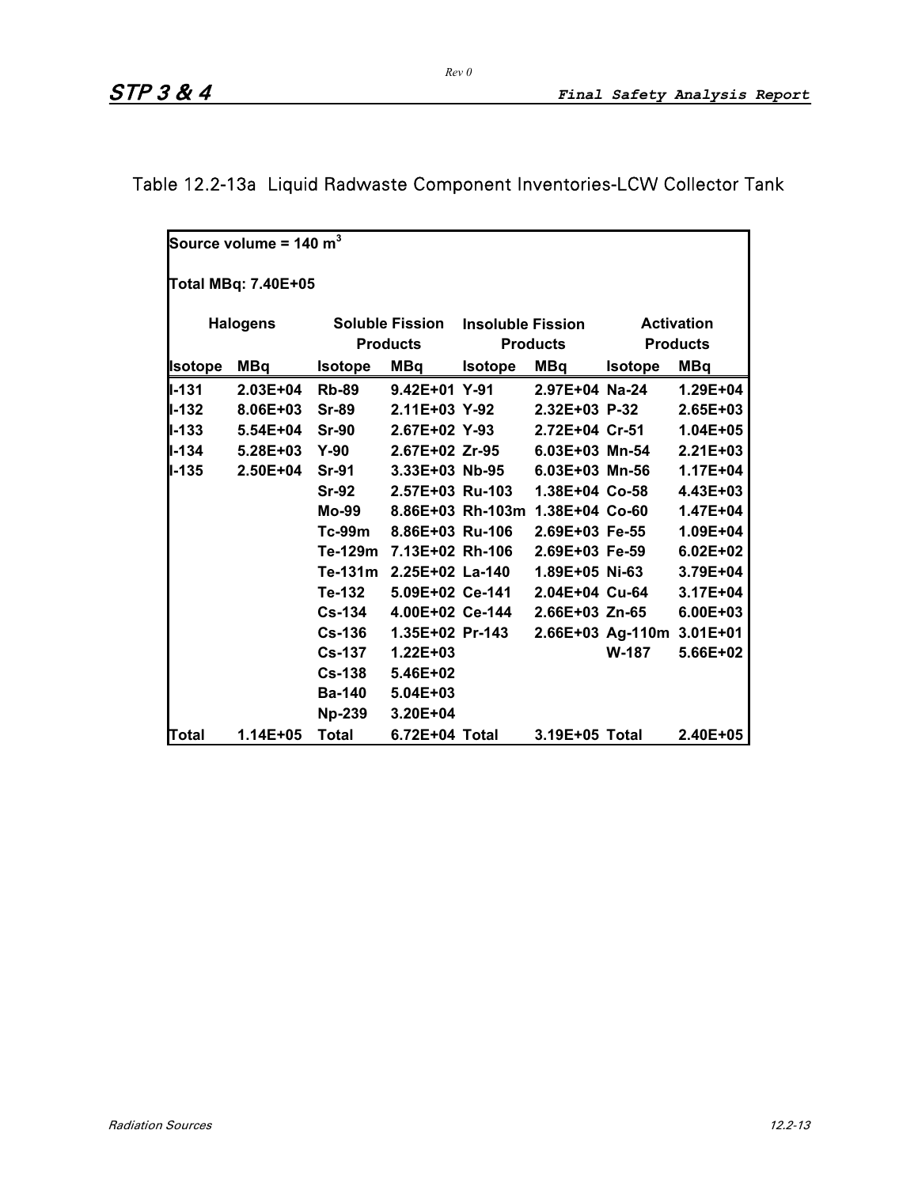# Table 12.2-13a Liquid Radwaste Component Inventories-LCW Collector Tank

Source volume = 140 $m^3$

Total MBq: 7.40E+05

| Halogens | | Soluble Fission Products | | Insoluble Fission Products | | Activation Products | |
|---|---|---|---|---|---|---|---|
| **Isotope** | **MBq** | **Isotope** | **MBq** | **Isotope** | **MBq** | **Isotope** | **MBq** |
| I-131 | 2.03E+04 | Rb-89 | 9.42E+01 | Y-91 | 2.97E+04 | Na-24 | 1.29E+04 |
| I-132 | 8.06E+03 | Sr-89 | 2.11E+03 | Y-92 | 2.32E+03 | P-32 | 2.65E+03 |
| I-133 | 5.54E+04 | Sr-90 | 2.67E+02 | Y-93 | 2.72E+04 | Cr-51 | 1.04E+05 |
| I-134 | 5.28E+03 | Y-90 | 2.67E+02 | Zr-95 | 6.03E+03 | Mn-54 | 2.21E+03 |
| I-135 | 2.50E+04 | Sr-91 | 3.33E+03 | Nb-95 | 6.03E+03 | Mn-56 | 1.17E+04 |
| | | Sr-92 | 2.57E+03 | Ru-103 | 1.38E+04 | Co-58 | 4.43E+03 |
| | | Mo-99 | 8.86E+03 | Rh-103m | 1.38E+04 | Co-60 | 1.47E+04 |
| | | Tc-99m | 8.86E+03 | Ru-106 | 2.69E+03 | Fe-55 | 1.09E+04 |
| | | Te-129m | 7.13E+02 | Rh-106 | 2.69E+03 | Fe-59 | 6.02E+02 |
| | | Te-131m | 2.25E+02 | La-140 | 1.89E+05 | Ni-63 | 3.79E+04 |
| | | Te-132 | 5.09E+02 | Ce-141 | 2.04E+04 | Cu-64 | 3.17E+04 |
| | | Cs-134 | 4.00E+02 | Ce-144 | 2.66E+03 | Zn-65 | 6.00E+03 |
| | | Cs-136 | 1.35E+02 | Pr-143 | 2.66E+03 | Ag-110m | 3.01E+01 |
| | | Cs-137 | 1.22E+03 | | | W-187 | 5.66E+02 |
| | | Cs-138 | 5.46E+02 | | | | |
| | | Ba-140 | 5.04E+03 | | | | |
| | | Np-239 | 3.20E+04 | | | | |
| **Total** | 1.14E+05 | **Total** | 6.72E+04 | **Total** | 3.19E+05 | **Total** | 2.40E+05 |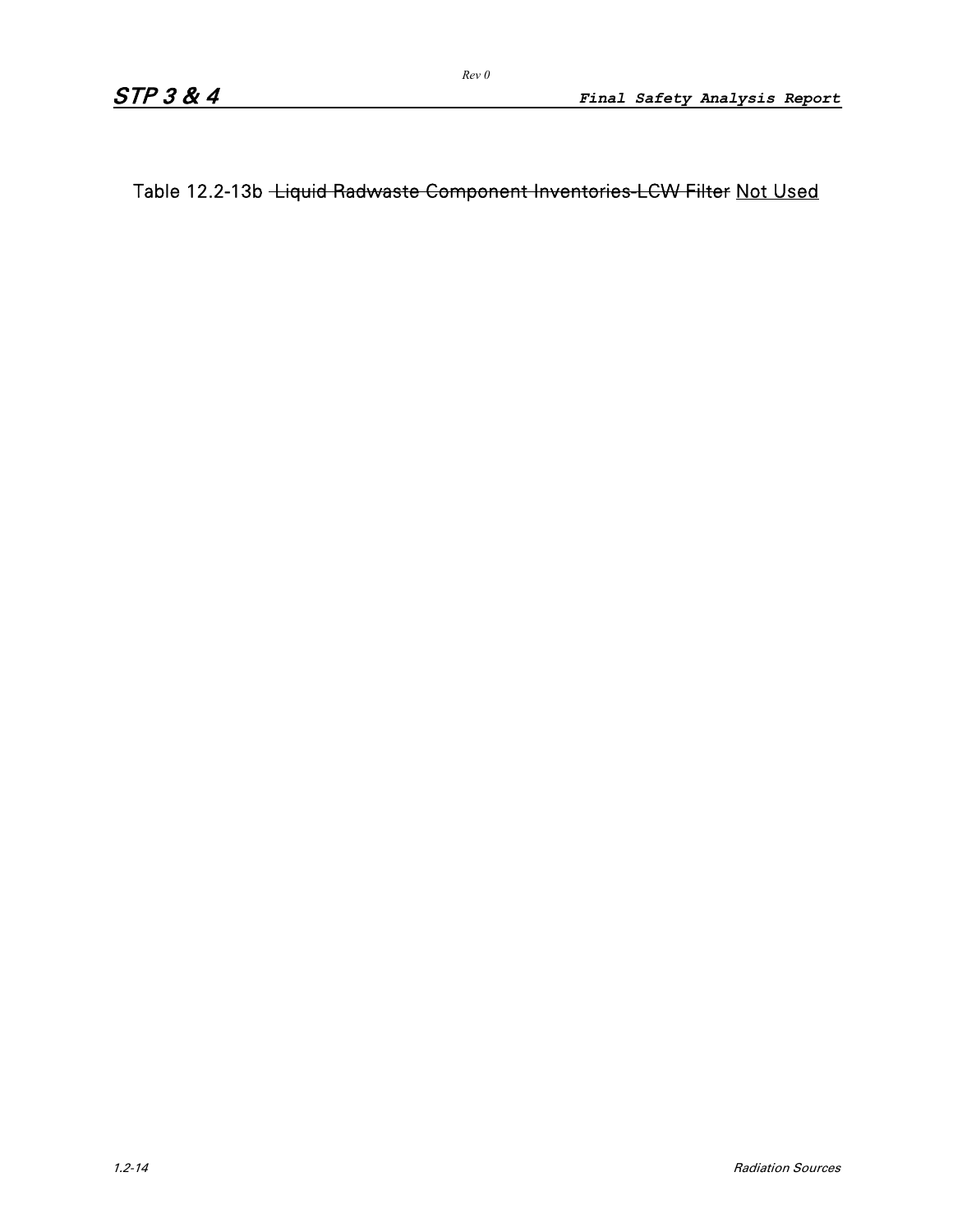Table 12.2-13b ~~Liquid Radwaste Component Inventories-LCW Filter~~ Not Used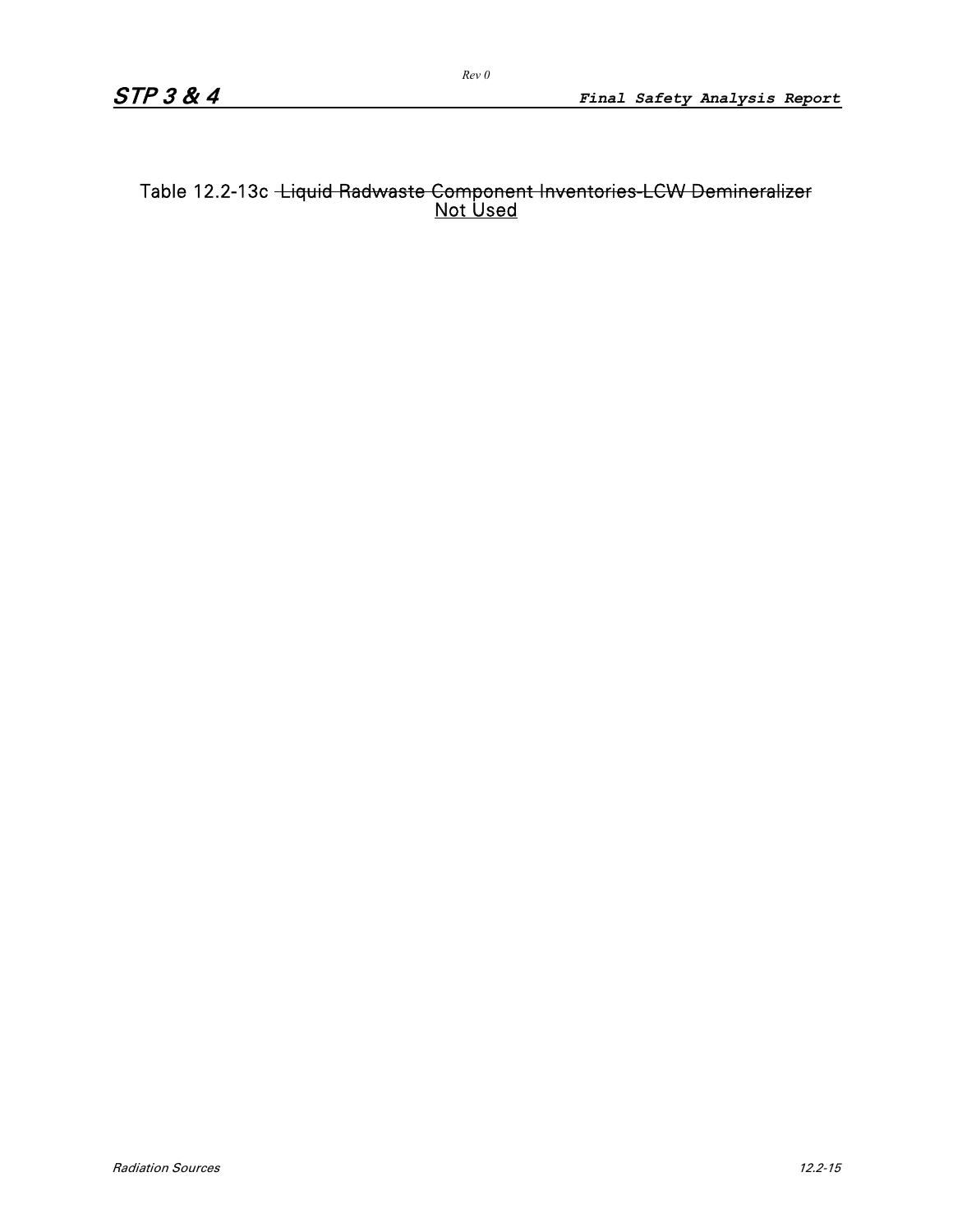Table 12.2-13c ~~Liquid Radwaste Component Inventories-LCW Demineralizer~~ <u>Not Used</u>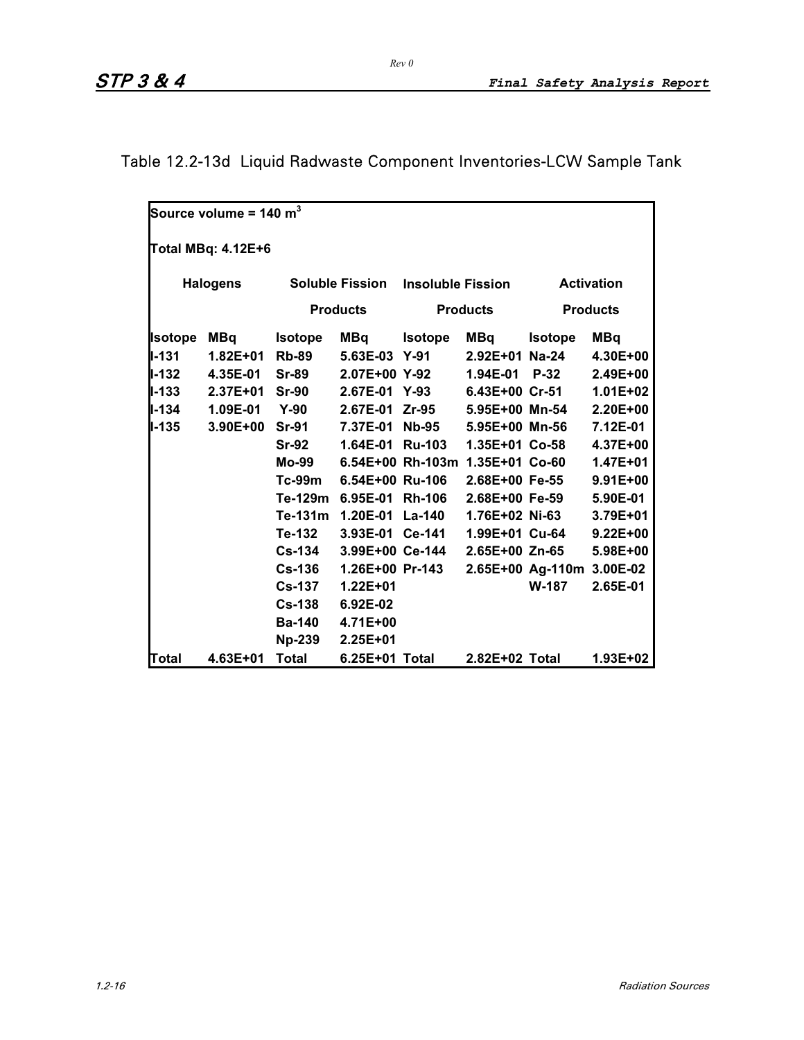Table 12.2-13d Liquid Radwaste Component Inventories-LCW Sample Tank

Source volume = 140 $m^3$

Total MBq: 4.12E+6

| Halogens | | Soluble Fission Products | | Insoluble Fission Products | | Activation Products | |
|---|---|---|---|---|---|---|---|
| Isotope | MBq | Isotope | MBq | Isotope | MBq | Isotope | MBq |
| I-131 | 1.82E+01 | Rb-89 | 5.63E-03 | Y-91 | 2.92E+01 | Na-24 | 4.30E+00 |
| I-132 | 4.35E-01 | Sr-89 | 2.07E+00 | Y-92 | 1.94E-01 | P-32 | 2.49E+00 |
| I-133 | 2.37E+01 | Sr-90 | 2.67E-01 | Y-93 | 6.43E+00 | Cr-51 | 1.01E+02 |
| I-134 | 1.09E-01 | Y-90 | 2.67E-01 | Zr-95 | 5.95E+00 | Mn-54 | 2.20E+00 |
| I-135 | 3.90E+00 | Sr-91 | 7.37E-01 | Nb-95 | 5.95E+00 | Mn-56 | 7.12E-01 |
| | | Sr-92 | 1.64E-01 | Ru-103 | 1.35E+01 | Co-58 | 4.37E+00 |
| | | Mo-99 | 6.54E+00 | Rh-103m | 1.35E+01 | Co-60 | 1.47E+01 |
| | | Tc-99m | 6.54E+00 | Ru-106 | 2.68E+00 | Fe-55 | 9.91E+00 |
| | | Te-129m | 6.95E-01 | Rh-106 | 2.68E+00 | Fe-59 | 5.90E-01 |
| | | Te-131m | 1.20E-01 | La-140 | 1.76E+02 | Ni-63 | 3.79E+01 |
| | | Te-132 | 3.93E-01 | Ce-141 | 1.99E+01 | Cu-64 | 9.22E+00 |
| | | Cs-134 | 3.99E+00 | Ce-144 | 2.65E+00 | Zn-65 | 5.98E+00 |
| | | Cs-136 | 1.26E+00 | Pr-143 | 2.65E+00 | Ag-110m | 3.00E-02 |
| | | Cs-137 | 1.22E+01 | | | W-187 | 2.65E-01 |
| | | Cs-138 | 6.92E-02 | | | | |
| | | Ba-140 | 4.71E+00 | | | | |
| | | Np-239 | 2.25E+01 | | | | |
| Total | 4.63E+01 | Total | 6.25E+01 | Total | 2.82E+02 | Total | 1.93E+02 |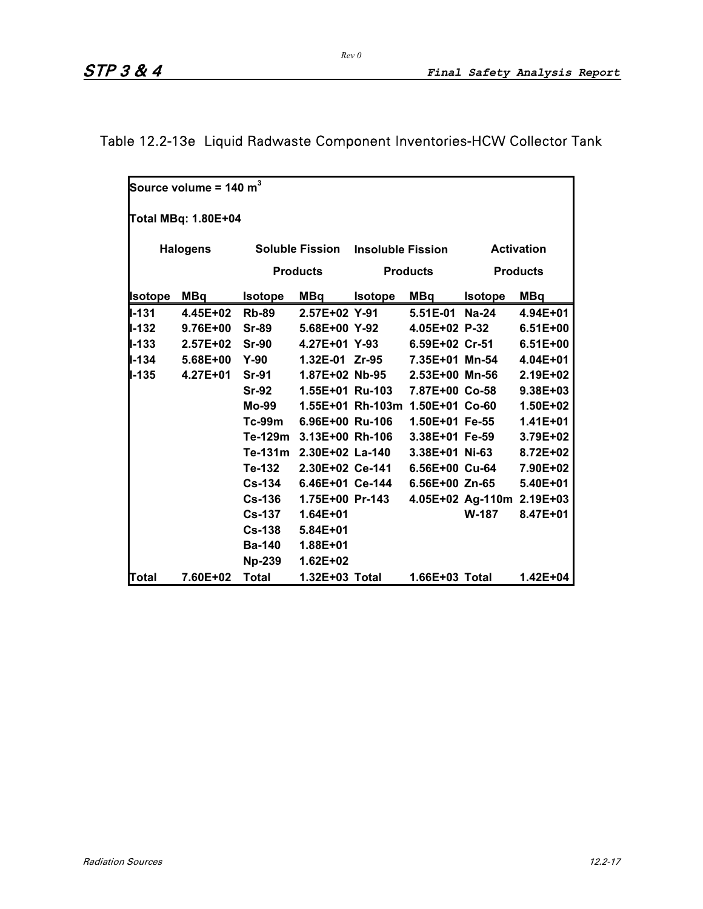## Table 12.2-13e Liquid Radwaste Component Inventories-HCW Collector Tank

Source volume = 140 $m^3$

Total MBq: 1.80E+04

| Halogens | | Soluble Fission Products | | Insoluble Fission Products | | Activation Products | |
|---|---|---|---|---|---|---|---|
| **Isotope** | **MBq** | **Isotope** | **MBq** | **Isotope** | **MBq** | **Isotope** | **MBq** |
| I-131 | 4.45E+02 | Rb-89 | 2.57E+02 | Y-91 | 5.51E-01 | Na-24 | 4.94E+01 |
| I-132 | 9.76E+00 | Sr-89 | 5.68E+00 | Y-92 | 4.05E+02 | P-32 | 6.51E+00 |
| I-133 | 2.57E+02 | Sr-90 | 4.27E+01 | Y-93 | 6.59E+02 | Cr-51 | 6.51E+00 |
| I-134 | 5.68E+00 | Y-90 | 1.32E-01 | Zr-95 | 7.35E+01 | Mn-54 | 4.04E+01 |
| I-135 | 4.27E+01 | Sr-91 | 1.87E+02 | Nb-95 | 2.53E+00 | Mn-56 | 2.19E+02 |
| | | Sr-92 | 1.55E+01 | Ru-103 | 7.87E+00 | Co-58 | 9.38E+03 |
| | | Mo-99 | 1.55E+01 | Rh-103m | 1.50E+01 | Co-60 | 1.50E+02 |
| | | Tc-99m | 6.96E+00 | Ru-106 | 1.50E+01 | Fe-55 | 1.41E+01 |
| | | Te-129m | 3.13E+00 | Rh-106 | 3.38E+01 | Fe-59 | 3.79E+02 |
| | | Te-131m | 2.30E+02 | La-140 | 3.38E+01 | Ni-63 | 8.72E+02 |
| | | Te-132 | 2.30E+02 | Ce-141 | 6.56E+00 | Cu-64 | 7.90E+02 |
| | | Cs-134 | 6.46E+01 | Ce-144 | 6.56E+00 | Zn-65 | 5.40E+01 |
| | | Cs-136 | 1.75E+00 | Pr-143 | 4.05E+02 | Ag-110m | 2.19E+03 |
| | | Cs-137 | 1.64E+01 | | | W-187 | 8.47E+01 |
| | | Cs-138 | 5.84E+01 | | | | |
| | | Ba-140 | 1.88E+01 | | | | |
| | | Np-239 | 1.62E+02 | | | | |
| **Total** | **7.60E+02** | **Total** | **1.32E+03** | **Total** | **1.66E+03** | **Total** | **1.42E+04** |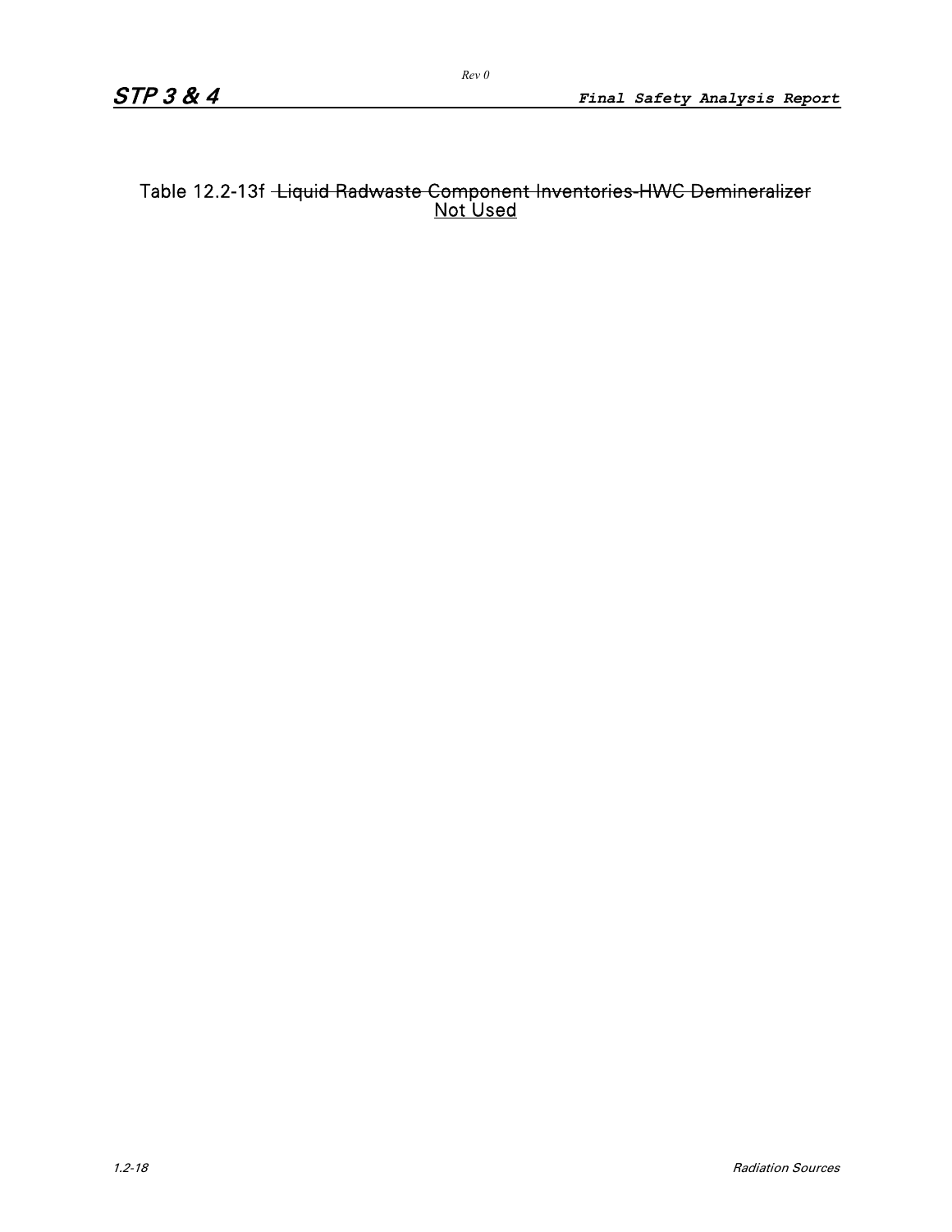Table 12.2-13f ~~Liquid Radwaste Component Inventories-HWC Demineralizer~~ Not Used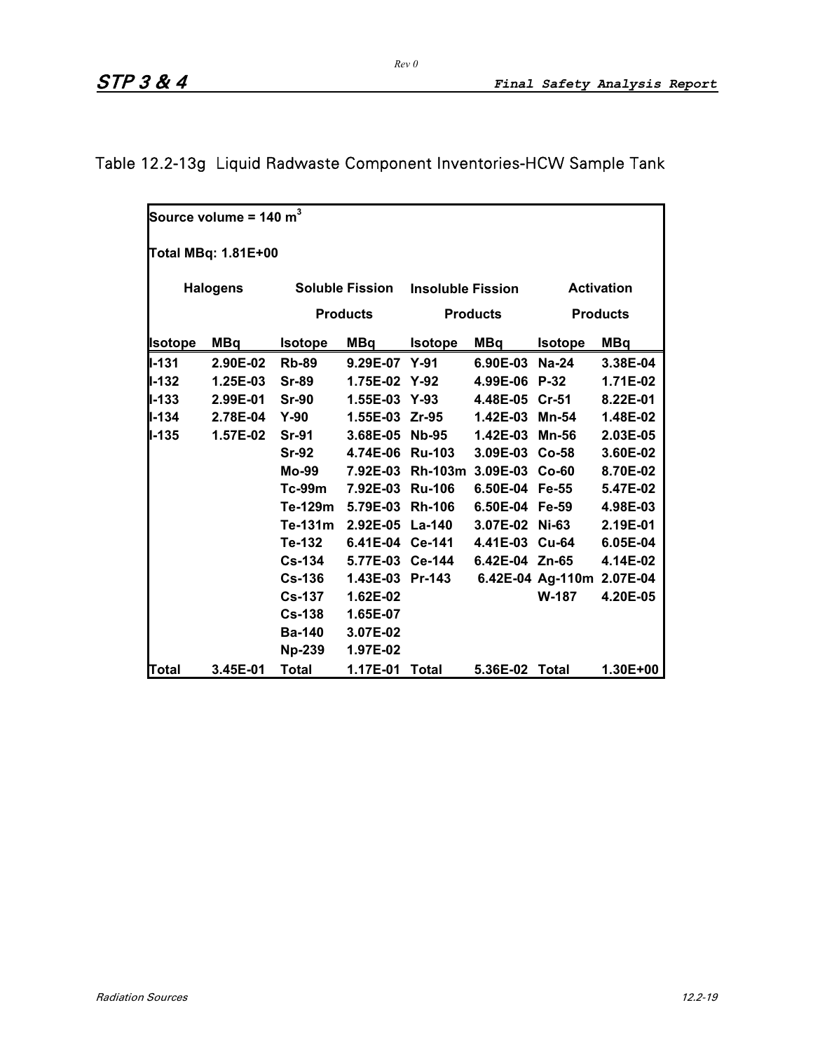## Table 12.2-13g Liquid Radwaste Component Inventories-HCW Sample Tank

Source volume = 140 $m^3$

Total MBq: 1.81E+00

| Halogens | | Soluble Fission Products | | Insoluble Fission Products | | Activation Products | |
|---|---|---|---|---|---|---|---|
| **Isotope** | **MBq** | **Isotope** | **MBq** | **Isotope** | **MBq** | **Isotope** | **MBq** |
| I-131 | 2.90E-02 | Rb-89 | 9.29E-07 | Y-91 | 6.90E-03 | Na-24 | 3.38E-04 |
| I-132 | 1.25E-03 | Sr-89 | 1.75E-02 | Y-92 | 4.99E-06 | P-32 | 1.71E-02 |
| I-133 | 2.99E-01 | Sr-90 | 1.55E-03 | Y-93 | 4.48E-05 | Cr-51 | 8.22E-01 |
| I-134 | 2.78E-04 | Y-90 | 1.55E-03 | Zr-95 | 1.42E-03 | Mn-54 | 1.48E-02 |
| I-135 | 1.57E-02 | Sr-91 | 3.68E-05 | Nb-95 | 1.42E-03 | Mn-56 | 2.03E-05 |
| | | Sr-92 | 4.74E-06 | Ru-103 | 3.09E-03 | Co-58 | 3.60E-02 |
| | | Mo-99 | 7.92E-03 | Rh-103m | 3.09E-03 | Co-60 | 8.70E-02 |
| | | Tc-99m | 7.92E-03 | Ru-106 | 6.50E-04 | Fe-55 | 5.47E-02 |
| | | Te-129m | 5.79E-03 | Rh-106 | 6.50E-04 | Fe-59 | 4.98E-03 |
| | | Te-131m | 2.92E-05 | La-140 | 3.07E-02 | Ni-63 | 2.19E-01 |
| | | Te-132 | 6.41E-04 | Ce-141 | 4.41E-03 | Cu-64 | 6.05E-04 |
| | | Cs-134 | 5.77E-03 | Ce-144 | 6.42E-04 | Zn-65 | 4.14E-02 |
| | | Cs-136 | 1.43E-03 | Pr-143 | 6.42E-04 | Ag-110m | 2.07E-04 |
| | | Cs-137 | 1.62E-02 | | | W-187 | 4.20E-05 |
| | | Cs-138 | 1.65E-07 | | | | |
| | | Ba-140 | 3.07E-02 | | | | |
| | | Np-239 | 1.97E-02 | | | | |
| Total | 3.45E-01 | Total | 1.17E-01 | Total | 5.36E-02 | Total | 1.30E+00 |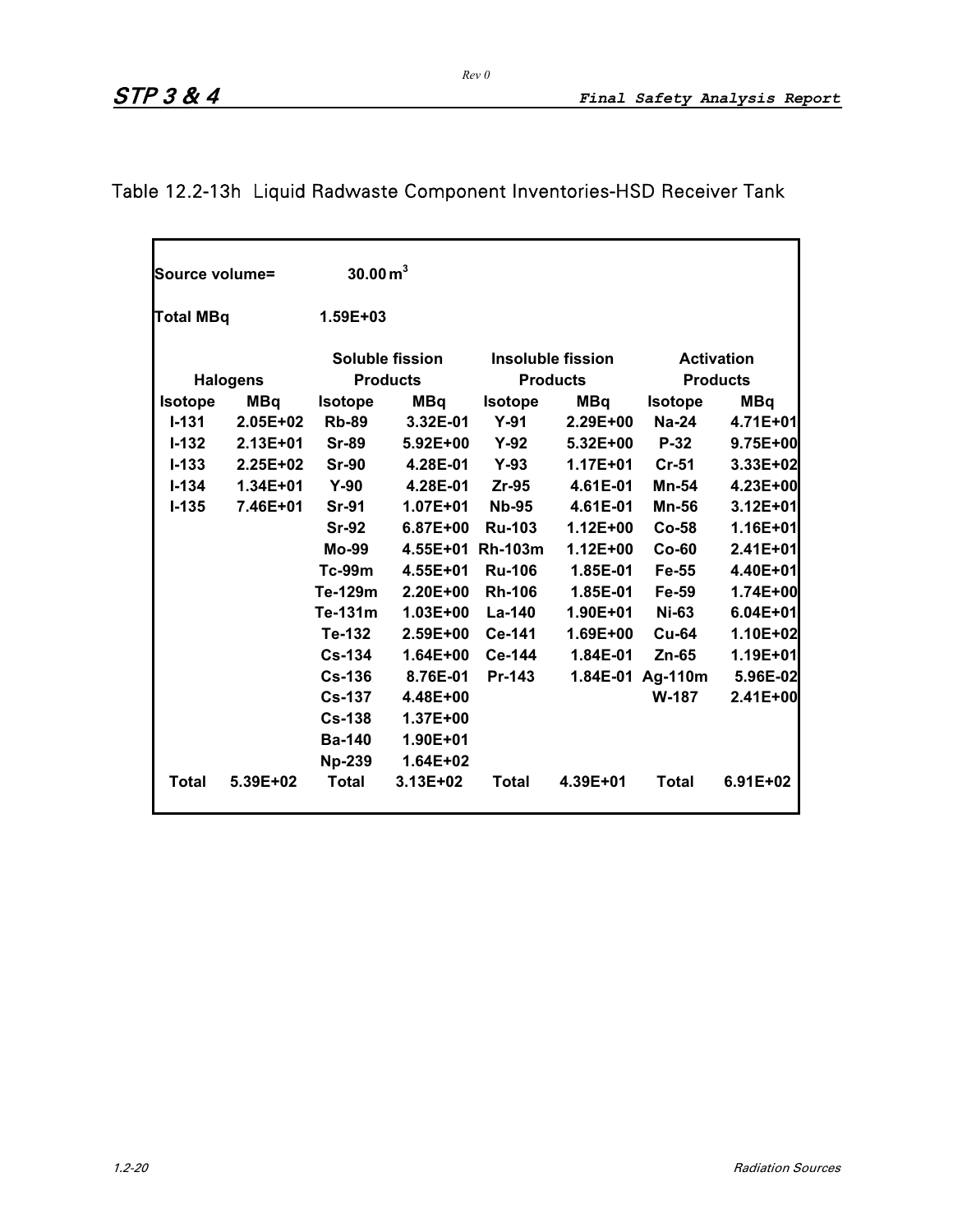# Table 12.2-13h Liquid Radwaste Component Inventories-HSD Receiver Tank

Source volume= 30.00 $m^3$

Total MBq 1.59E+03

| Halogens | | Soluble fission Products | | Insoluble fission Products | | Activation Products | |
|---|---|---|---|---|---|---|---|
| Isotope | MBq | Isotope | MBq | Isotope | MBq | Isotope | MBq |
| I-131 | 2.05E+02 | Rb-89 | 3.32E-01 | Y-91 | 2.29E+00 | Na-24 | 4.71E+01 |
| I-132 | 2.13E+01 | Sr-89 | 5.92E+00 | Y-92 | 5.32E+00 | P-32 | 9.75E+00 |
| I-133 | 2.25E+02 | Sr-90 | 4.28E-01 | Y-93 | 1.17E+01 | Cr-51 | 3.33E+02 |
| I-134 | 1.34E+01 | Y-90 | 4.28E-01 | Zr-95 | 4.61E-01 | Mn-54 | 4.23E+00 |
| I-135 | 7.46E+01 | Sr-91 | 1.07E+01 | Nb-95 | 4.61E-01 | Mn-56 | 3.12E+01 |
| | | Sr-92 | 6.87E+00 | Ru-103 | 1.12E+00 | Co-58 | 1.16E+01 |
| | | Mo-99 | 4.55E+01 | Rh-103m | 1.12E+00 | Co-60 | 2.41E+01 |
| | | Tc-99m | 4.55E+01 | Ru-106 | 1.85E-01 | Fe-55 | 4.40E+01 |
| | | Te-129m | 2.20E+00 | Rh-106 | 1.85E-01 | Fe-59 | 1.74E+00 |
| | | Te-131m | 1.03E+00 | La-140 | 1.90E+01 | Ni-63 | 6.04E+01 |
| | | Te-132 | 2.59E+00 | Ce-141 | 1.69E+00 | Cu-64 | 1.10E+02 |
| | | Cs-134 | 1.64E+00 | Ce-144 | 1.84E-01 | Zn-65 | 1.19E+01 |
| | | Cs-136 | 8.76E-01 | Pr-143 | 1.84E-01 | Ag-110m | 5.96E-02 |
| | | Cs-137 | 4.48E+00 | | | W-187 | 2.41E+00 |
| | | Cs-138 | 1.37E+00 | | | | |
| | | Ba-140 | 1.90E+01 | | | | |
| | | Np-239 | 1.64E+02 | | | | |
| Total | 5.39E+02 | Total | 3.13E+02 | Total | 4.39E+01 | Total | 6.91E+02 |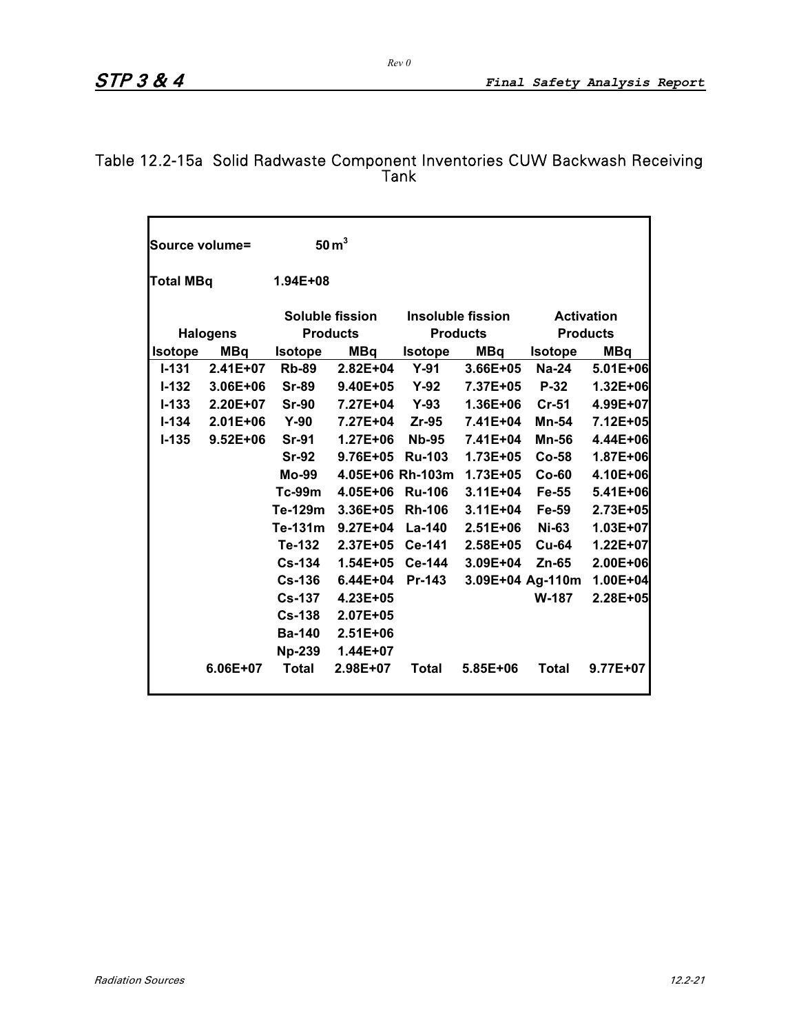## Table 12.2-15a Solid Radwaste Component Inventories CUW Backwash Receiving Tank

| Source volume= | | 50 $m^3$ | | | | | |
|---|---|---|---|---|---|---|---|
| **Total MBq** | | 1.94E+08 | | | | | |
| **Halogens** | | **Soluble fission Products** | | **Insoluble fission Products** | | **Activation Products** | |
| **Isotope** | **MBq** | **Isotope** | **MBq** | **Isotope** | **MBq** | **Isotope** | **MBq** |
| I-131 | 2.41E+07 | Rb-89 | 2.82E+04 | Y-91 | 3.66E+05 | Na-24 | 5.01E+06 |
| I-132 | 3.06E+06 | Sr-89 | 9.40E+05 | Y-92 | 7.37E+05 | P-32 | 1.32E+06 |
| I-133 | 2.20E+07 | Sr-90 | 7.27E+04 | Y-93 | 1.36E+06 | Cr-51 | 4.99E+07 |
| I-134 | 2.01E+06 | Y-90 | 7.27E+04 | Zr-95 | 7.41E+04 | Mn-54 | 7.12E+05 |
| I-135 | 9.52E+06 | Sr-91 | 1.27E+06 | Nb-95 | 7.41E+04 | Mn-56 | 4.44E+06 |
| | | Sr-92 | 9.76E+05 | Ru-103 | 1.73E+05 | Co-58 | 1.87E+06 |
| | | Mo-99 | 4.05E+06 | Rh-103m | 1.73E+05 | Co-60 | 4.10E+06 |
| | | Tc-99m | 4.05E+06 | Ru-106 | 3.11E+04 | Fe-55 | 5.41E+06 |
| | | Te-129m | 3.36E+05 | Rh-106 | 3.11E+04 | Fe-59 | 2.73E+05 |
| | | Te-131m | 9.27E+04 | La-140 | 2.51E+06 | Ni-63 | 1.03E+07 |
| | | Te-132 | 2.37E+05 | Ce-141 | 2.58E+05 | Cu-64 | 1.22E+07 |
| | | Cs-134 | 1.54E+05 | Ce-144 | 3.09E+04 | Zn-65 | 2.00E+06 |
| | | Cs-136 | 6.44E+04 | Pr-143 | 3.09E+04 | Ag-110m | 1.00E+04 |
| | | Cs-137 | 4.23E+05 | | | W-187 | 2.28E+05 |
| | | Cs-138 | 2.07E+05 | | | | |
| | | Ba-140 | 2.51E+06 | | | | |
| | | Np-239 | 1.44E+07 | | | | |
| | 6.06E+07 | **Total** | 2.98E+07 | **Total** | 5.85E+06 | **Total** | 9.77E+07 |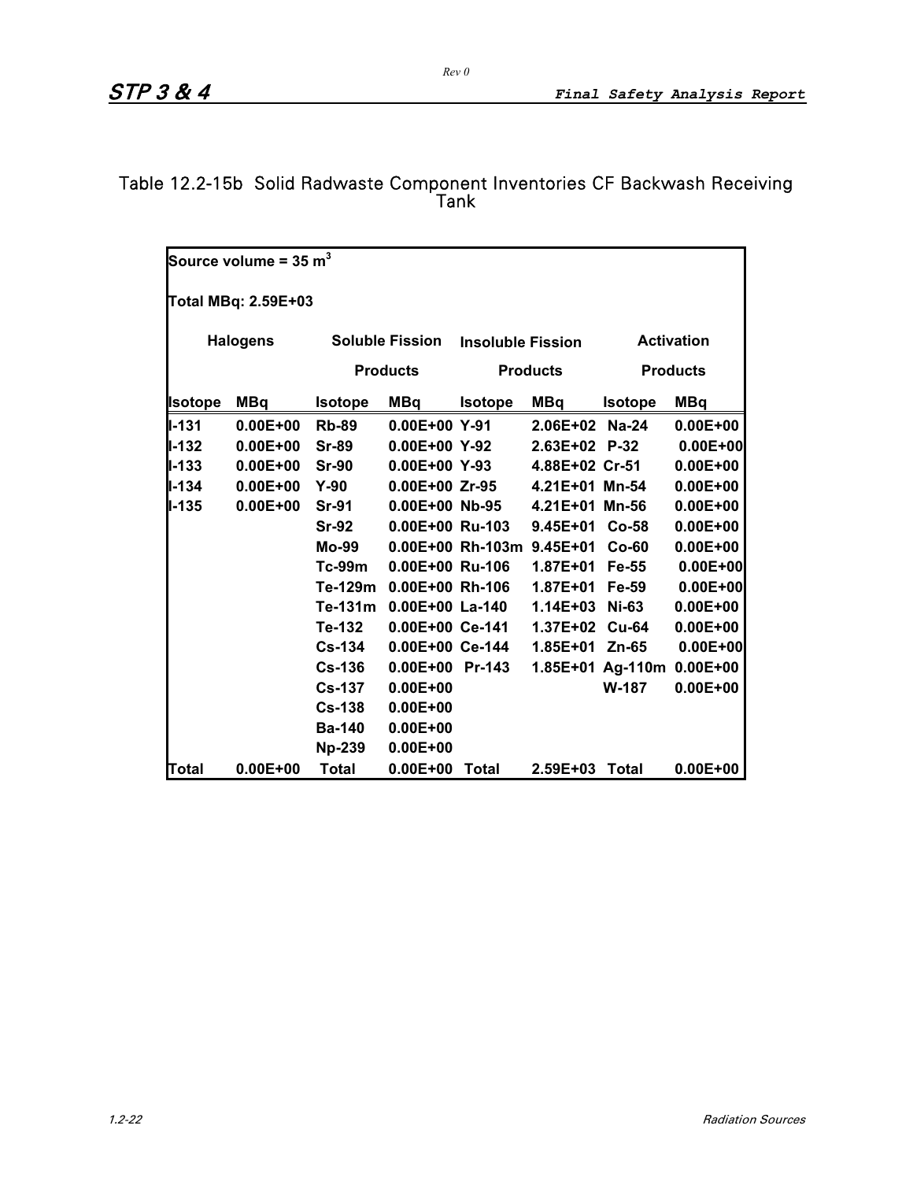# Table 12.2-15b Solid Radwaste Component Inventories CF Backwash Receiving Tank

Source volume = 35 $m^3$

Total MBq: 2.59E+03

| Halogens | | Soluble Fission Products | | Insoluble Fission Products | | Activation Products | |
|---|---|---|---|---|---|---|---|
| Isotope | MBq | Isotope | MBq | Isotope | MBq | Isotope | MBq |
| I-131 | 0.00E+00 | Rb-89 | 0.00E+00 | Y-91 | 2.06E+02 | Na-24 | 0.00E+00 |
| I-132 | 0.00E+00 | Sr-89 | 0.00E+00 | Y-92 | 2.63E+02 | P-32 | 0.00E+00 |
| I-133 | 0.00E+00 | Sr-90 | 0.00E+00 | Y-93 | 4.88E+02 | Cr-51 | 0.00E+00 |
| I-134 | 0.00E+00 | Y-90 | 0.00E+00 | Zr-95 | 4.21E+01 | Mn-54 | 0.00E+00 |
| I-135 | 0.00E+00 | Sr-91 | 0.00E+00 | Nb-95 | 4.21E+01 | Mn-56 | 0.00E+00 |
| | | Sr-92 | 0.00E+00 | Ru-103 | 9.45E+01 | Co-58 | 0.00E+00 |
| | | Mo-99 | 0.00E+00 | Rh-103m | 9.45E+01 | Co-60 | 0.00E+00 |
| | | Tc-99m | 0.00E+00 | Ru-106 | 1.87E+01 | Fe-55 | 0.00E+00 |
| | | Te-129m | 0.00E+00 | Rh-106 | 1.87E+01 | Fe-59 | 0.00E+00 |
| | | Te-131m | 0.00E+00 | La-140 | 1.14E+03 | Ni-63 | 0.00E+00 |
| | | Te-132 | 0.00E+00 | Ce-141 | 1.37E+02 | Cu-64 | 0.00E+00 |
| | | Cs-134 | 0.00E+00 | Ce-144 | 1.85E+01 | Zn-65 | 0.00E+00 |
| | | Cs-136 | 0.00E+00 | Pr-143 | 1.85E+01 | Ag-110m | 0.00E+00 |
| | | Cs-137 | 0.00E+00 | | | W-187 | 0.00E+00 |
| | | Cs-138 | 0.00E+00 | | | | |
| | | Ba-140 | 0.00E+00 | | | | |
| | | Np-239 | 0.00E+00 | | | | |
| Total | 0.00E+00 | Total | 0.00E+00 | Total | 2.59E+03 | Total | 0.00E+00 |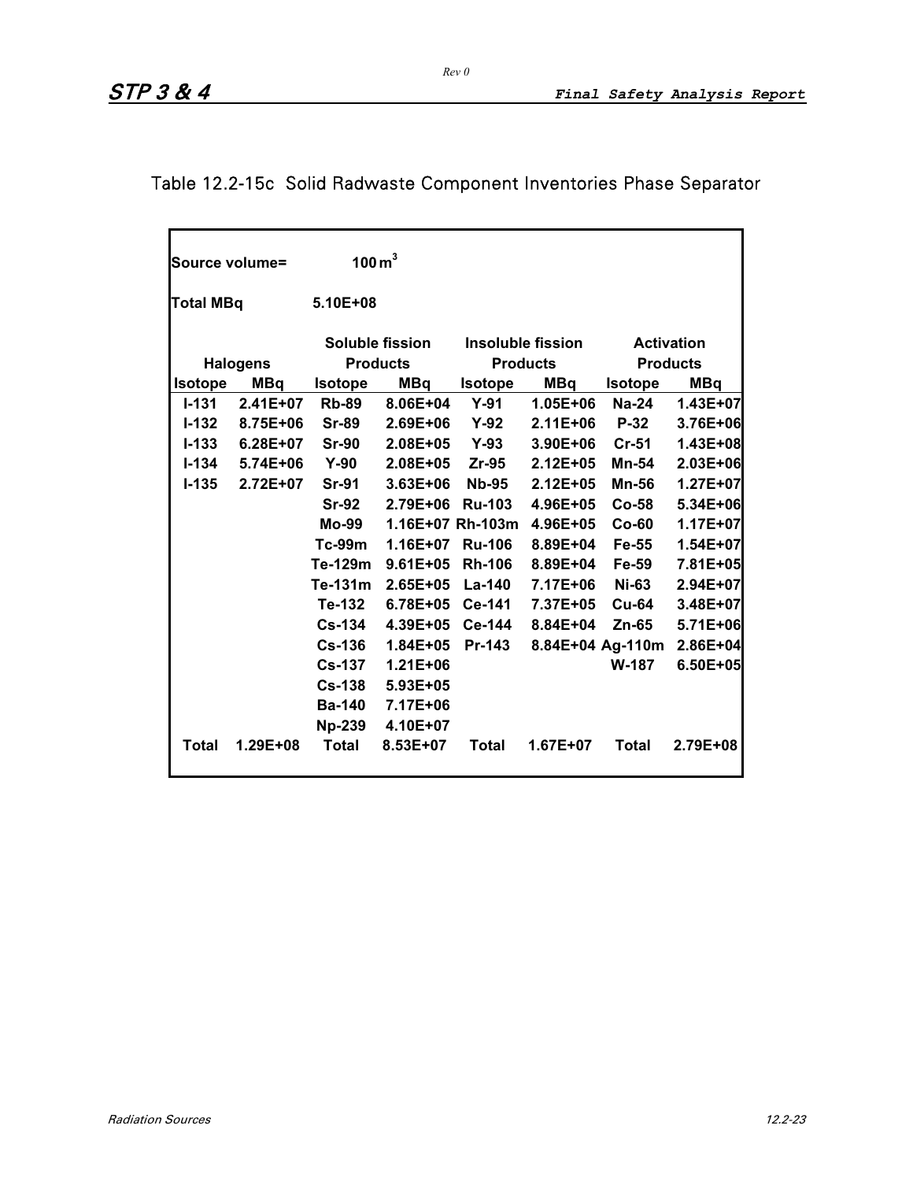## Table 12.2-15c Solid Radwaste Component Inventories Phase Separator

Source volume= 100 $m^3$

Total MBq 5.10E+08

| Halogens | | Soluble fission Products | | Insoluble fission Products | | Activation Products | |
|---|---|---|---|---|---|---|---|
| **Isotope** | **MBq** | **Isotope** | **MBq** | **Isotope** | **MBq** | **Isotope** | **MBq** |
| I-131 | 2.41E+07 | Rb-89 | 8.06E+04 | Y-91 | 1.05E+06 | Na-24 | 1.43E+07 |
| I-132 | 8.75E+06 | Sr-89 | 2.69E+06 | Y-92 | 2.11E+06 | P-32 | 3.76E+06 |
| I-133 | 6.28E+07 | Sr-90 | 2.08E+05 | Y-93 | 3.90E+06 | Cr-51 | 1.43E+08 |
| I-134 | 5.74E+06 | Y-90 | 2.08E+05 | Zr-95 | 2.12E+05 | Mn-54 | 2.03E+06 |
| I-135 | 2.72E+07 | Sr-91 | 3.63E+06 | Nb-95 | 2.12E+05 | Mn-56 | 1.27E+07 |
| | | Sr-92 | 2.79E+06 | Ru-103 | 4.96E+05 | Co-58 | 5.34E+06 |
| | | Mo-99 | 1.16E+07 | Rh-103m | 4.96E+05 | Co-60 | 1.17E+07 |
| | | Tc-99m | 1.16E+07 | Ru-106 | 8.89E+04 | Fe-55 | 1.54E+07 |
| | | Te-129m | 9.61E+05 | Rh-106 | 8.89E+04 | Fe-59 | 7.81E+05 |
| | | Te-131m | 2.65E+05 | La-140 | 7.17E+06 | Ni-63 | 2.94E+07 |
| | | Te-132 | 6.78E+05 | Ce-141 | 7.37E+05 | Cu-64 | 3.48E+07 |
| | | Cs-134 | 4.39E+05 | Ce-144 | 8.84E+04 | Zn-65 | 5.71E+06 |
| | | Cs-136 | 1.84E+05 | Pr-143 | 8.84E+04 | Ag-110m | 2.86E+04 |
| | | Cs-137 | 1.21E+06 | | | W-187 | 6.50E+05 |
| | | Cs-138 | 5.93E+05 | | | | |
| | | Ba-140 | 7.17E+06 | | | | |
| | | Np-239 | 4.10E+07 | | | | |
| **Total** | **1.29E+08** | **Total** | **8.53E+07** | **Total** | **1.67E+07** | **Total** | **2.79E+08** |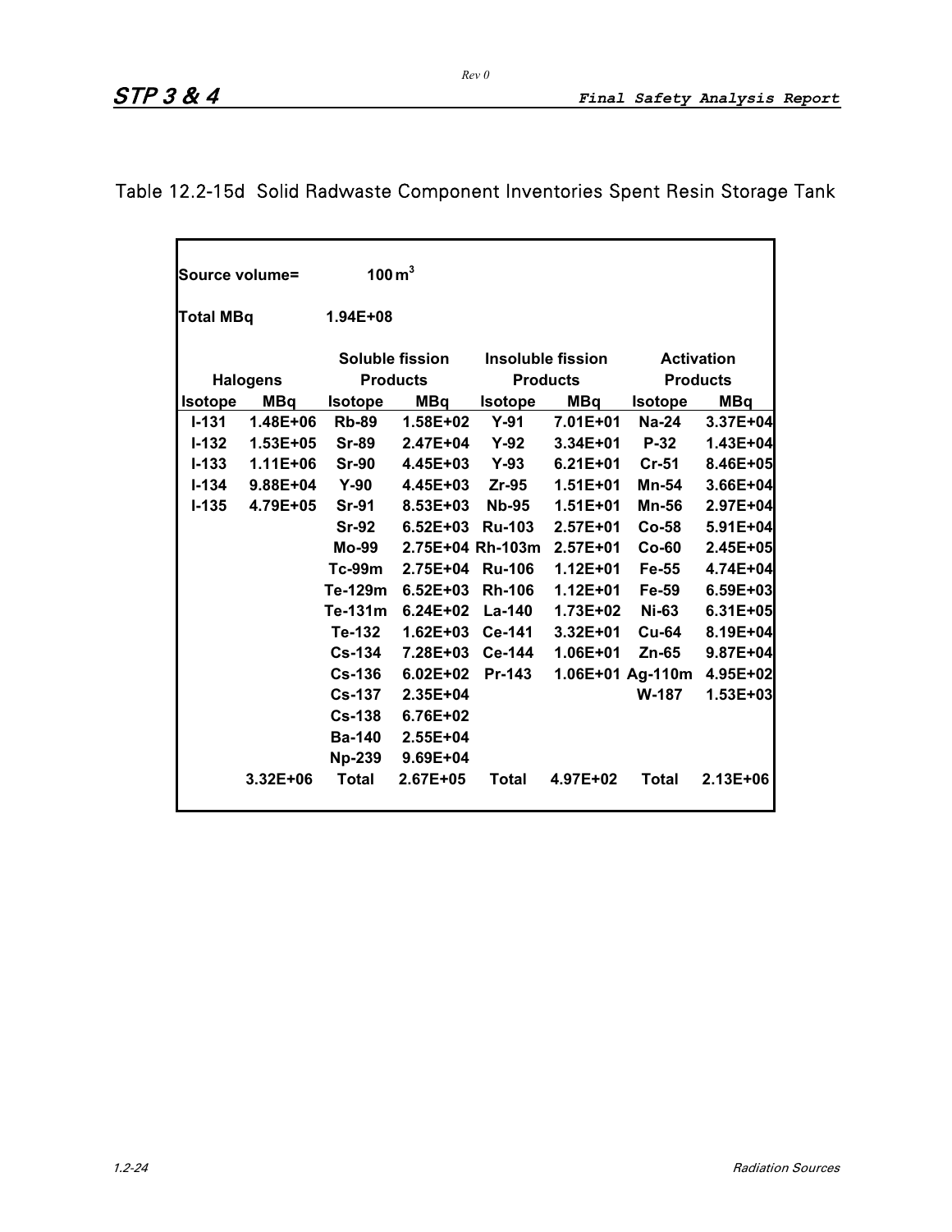Table 12.2-15d  Solid Radwaste Component Inventories Spent Resin Storage Tank

Source volume= 100 $m^3$

Total MBq 1.94E+08

| Halogens | | Soluble fission Products | | Insoluble fission Products | | Activation Products | |
|---|---|---|---|---|---|---|---|
| Isotope | MBq | Isotope | MBq | Isotope | MBq | Isotope | MBq |
| I-131 | 1.48E+06 | Rb-89 | 1.58E+02 | Y-91 | 7.01E+01 | Na-24 | 3.37E+04 |
| I-132 | 1.53E+05 | Sr-89 | 2.47E+04 | Y-92 | 3.34E+01 | P-32 | 1.43E+04 |
| I-133 | 1.11E+06 | Sr-90 | 4.45E+03 | Y-93 | 6.21E+01 | Cr-51 | 8.46E+05 |
| I-134 | 9.88E+04 | Y-90 | 4.45E+03 | Zr-95 | 1.51E+01 | Mn-54 | 3.66E+04 |
| I-135 | 4.79E+05 | Sr-91 | 8.53E+03 | Nb-95 | 1.51E+01 | Mn-56 | 2.97E+04 |
| | | Sr-92 | 6.52E+03 | Ru-103 | 2.57E+01 | Co-58 | 5.91E+04 |
| | | Mo-99 | 2.75E+04 | Rh-103m | 2.57E+01 | Co-60 | 2.45E+05 |
| | | Tc-99m | 2.75E+04 | Ru-106 | 1.12E+01 | Fe-55 | 4.74E+04 |
| | | Te-129m | 6.52E+03 | Rh-106 | 1.12E+01 | Fe-59 | 6.59E+03 |
| | | Te-131m | 6.24E+02 | La-140 | 1.73E+02 | Ni-63 | 6.31E+05 |
| | | Te-132 | 1.62E+03 | Ce-141 | 3.32E+01 | Cu-64 | 8.19E+04 |
| | | Cs-134 | 7.28E+03 | Ce-144 | 1.06E+01 | Zn-65 | 9.87E+04 |
| | | Cs-136 | 6.02E+02 | Pr-143 | 1.06E+01 | Ag-110m | 4.95E+02 |
| | | Cs-137 | 2.35E+04 | | | W-187 | 1.53E+03 |
| | | Cs-138 | 6.76E+02 | | | | |
| | | Ba-140 | 2.55E+04 | | | | |
| | | Np-239 | 9.69E+04 | | | | |
| | 3.32E+06 | Total | 2.67E+05 | Total | 4.97E+02 | Total | 2.13E+06 |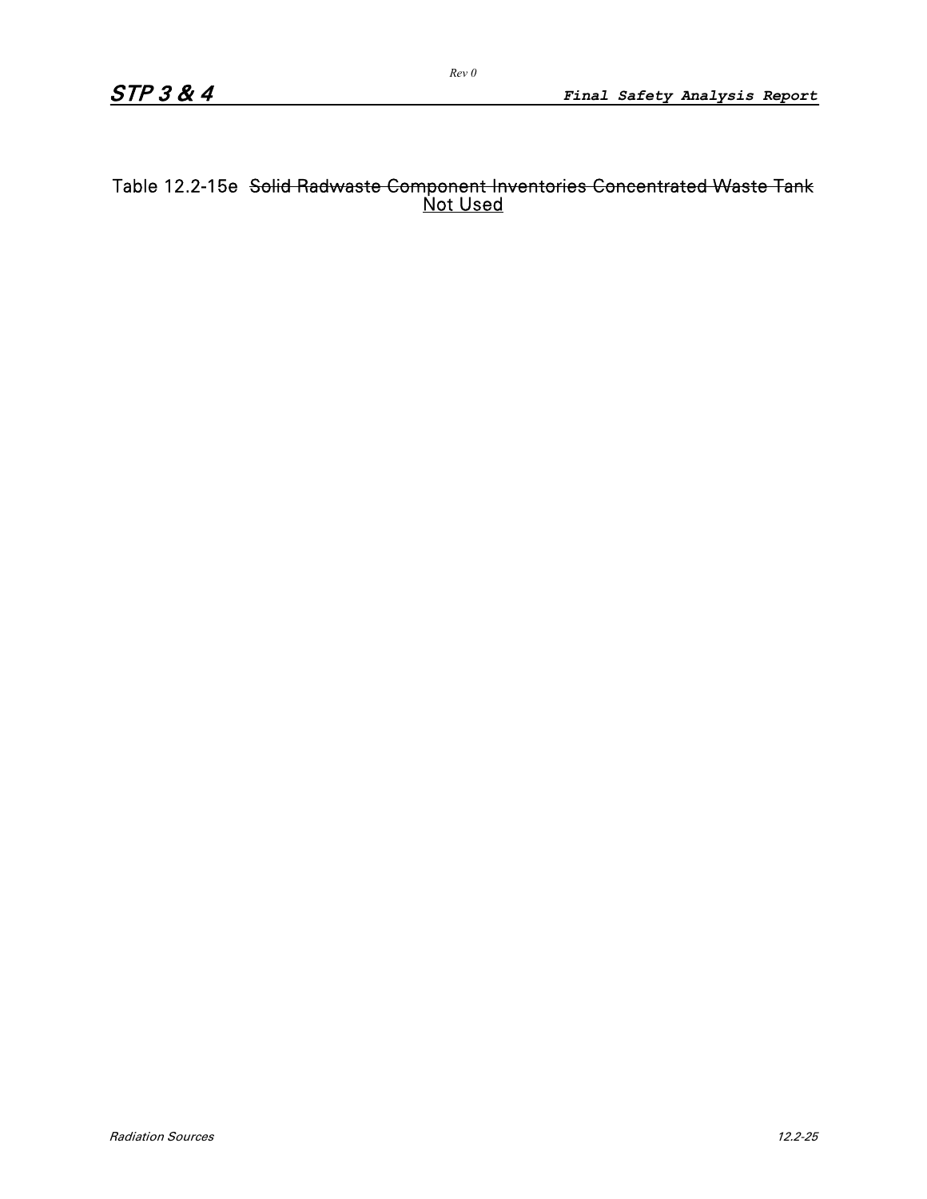Table 12.2-15e ~~Solid Radwaste Component Inventories Concentrated Waste Tank~~ Not Used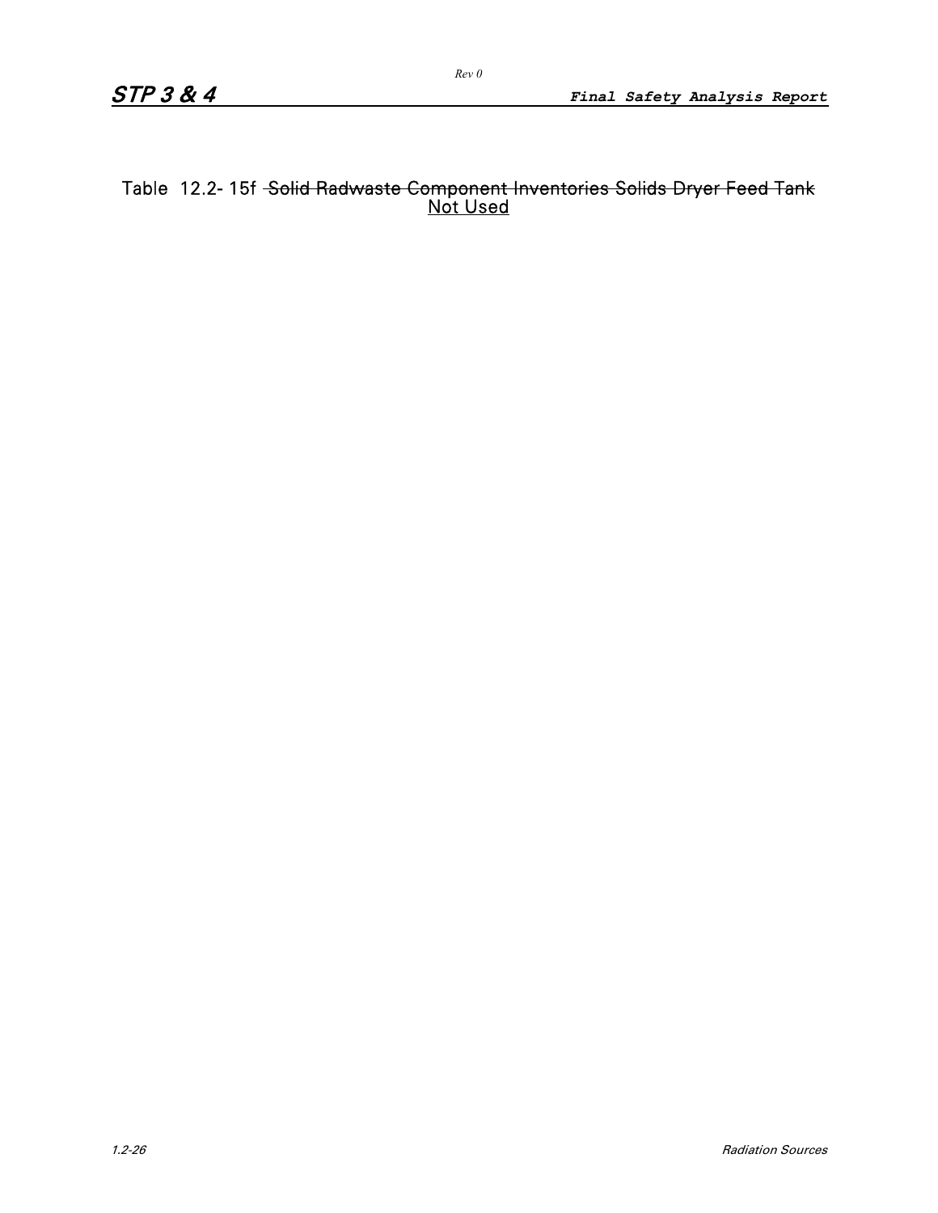Table 12.2-15f ~~Solid Radwaste Component Inventories Solids Dryer Feed Tank~~ Not Used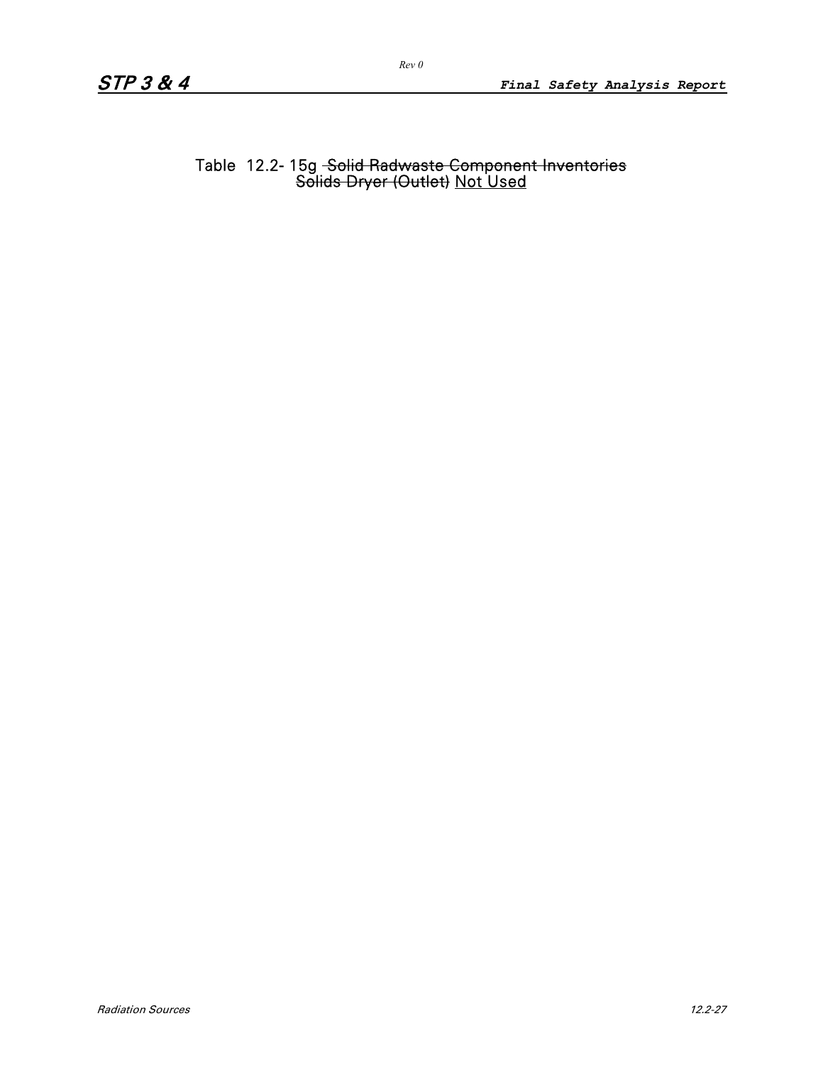# Table 12.2-15g ~~Solid Radwaste Component Inventories Solids Dryer (Outlet)~~ Not Used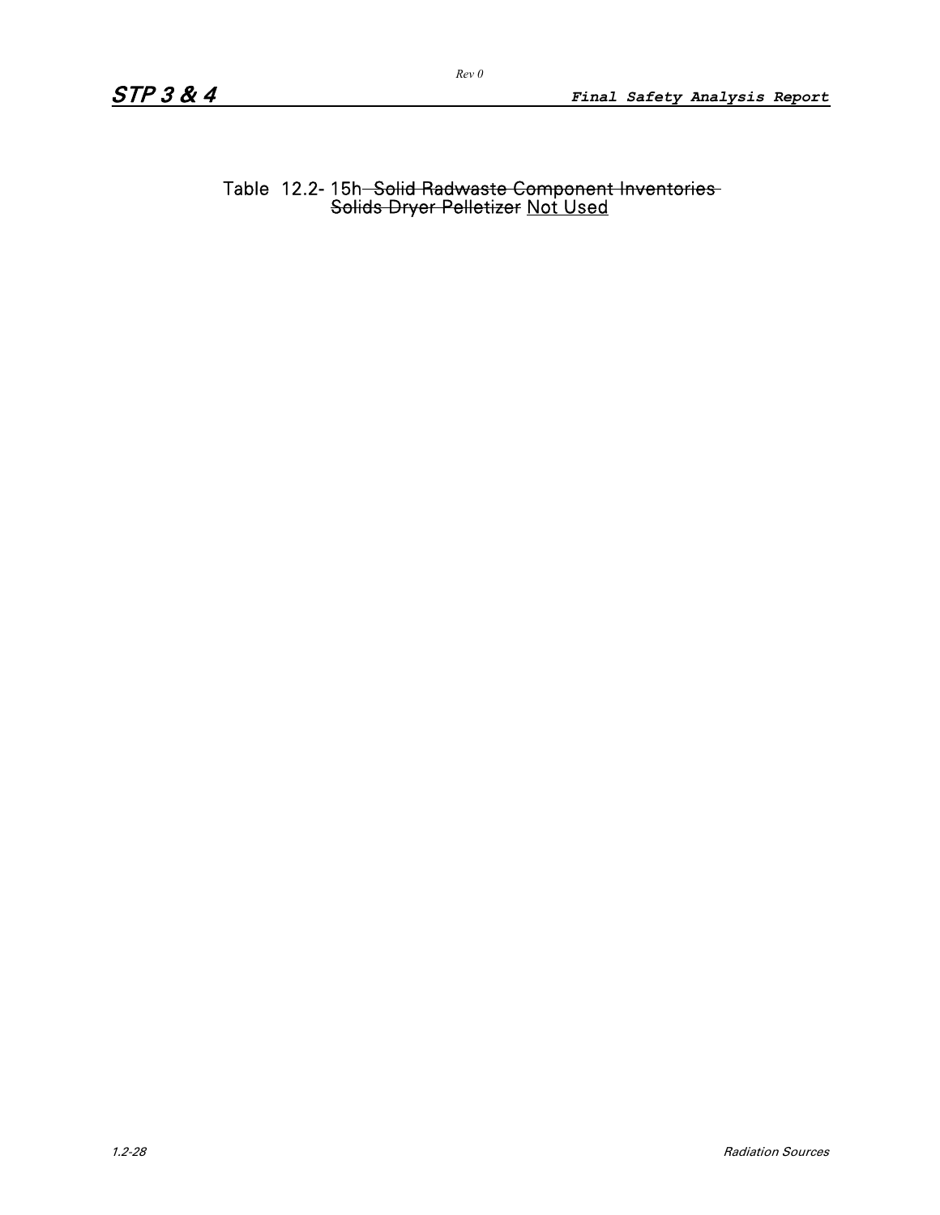Table 12.2-15h ~~Solid Radwaste Component Inventories Solids Dryer Pelletizer~~ Not Used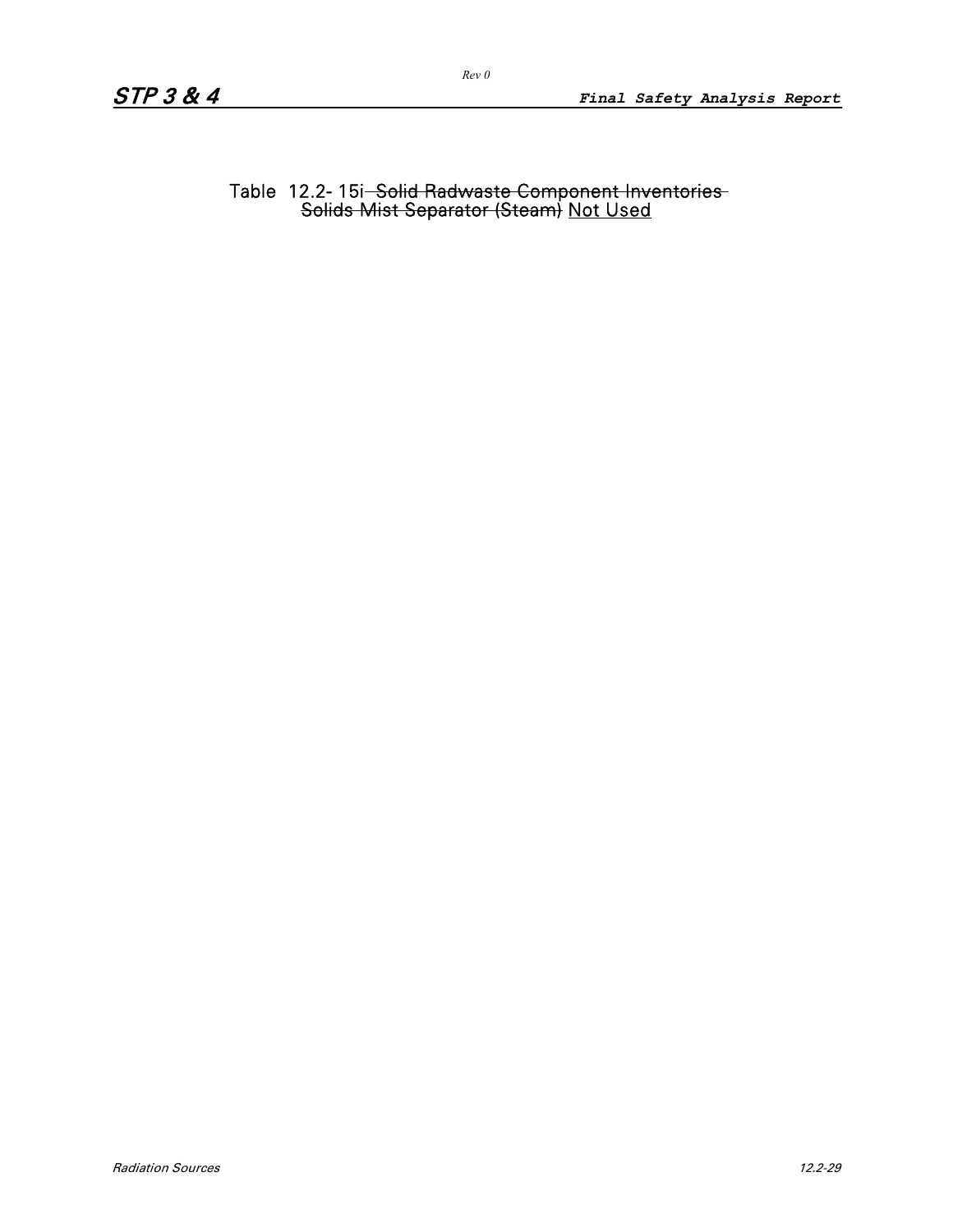Table 12.2-15i ~~Solid Radwaste Component Inventories Solids Mist Separator (Steam)~~ Not Used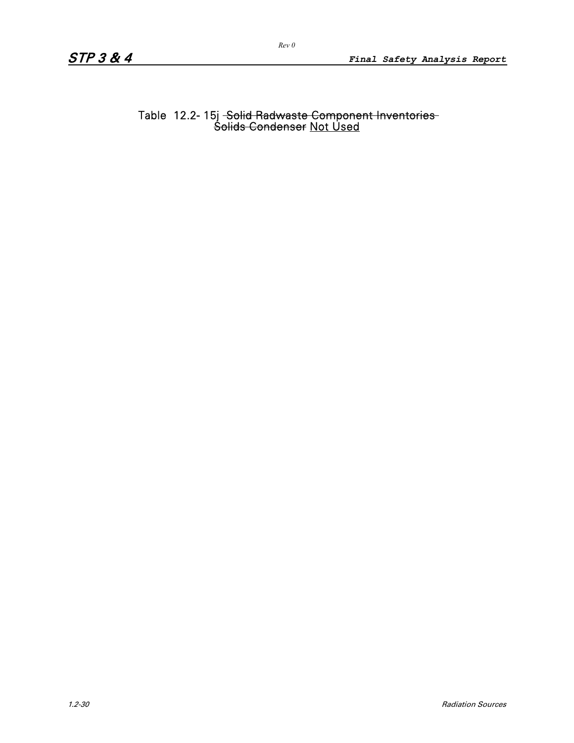Table 12.2-15j ~~Solid Radwaste Component Inventories Solids Condenser~~ Not Used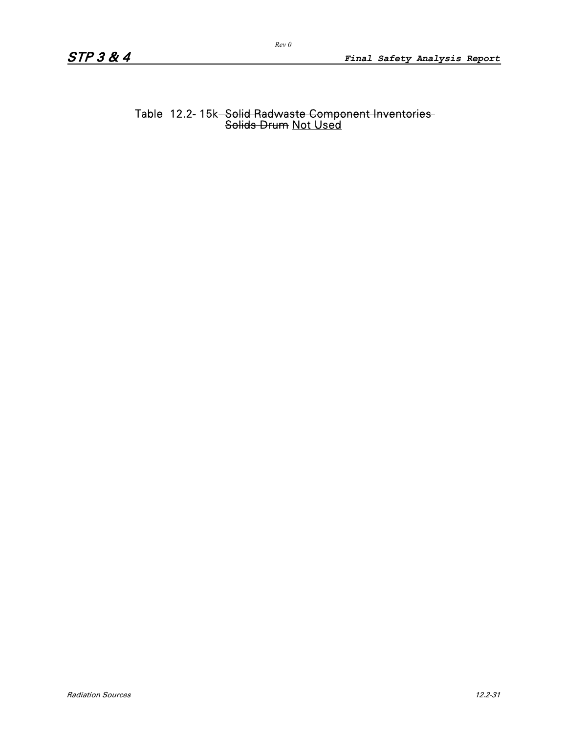Table 12.2-15k ~~Solid Radwaste Component Inventories Solids Drum~~ Not Used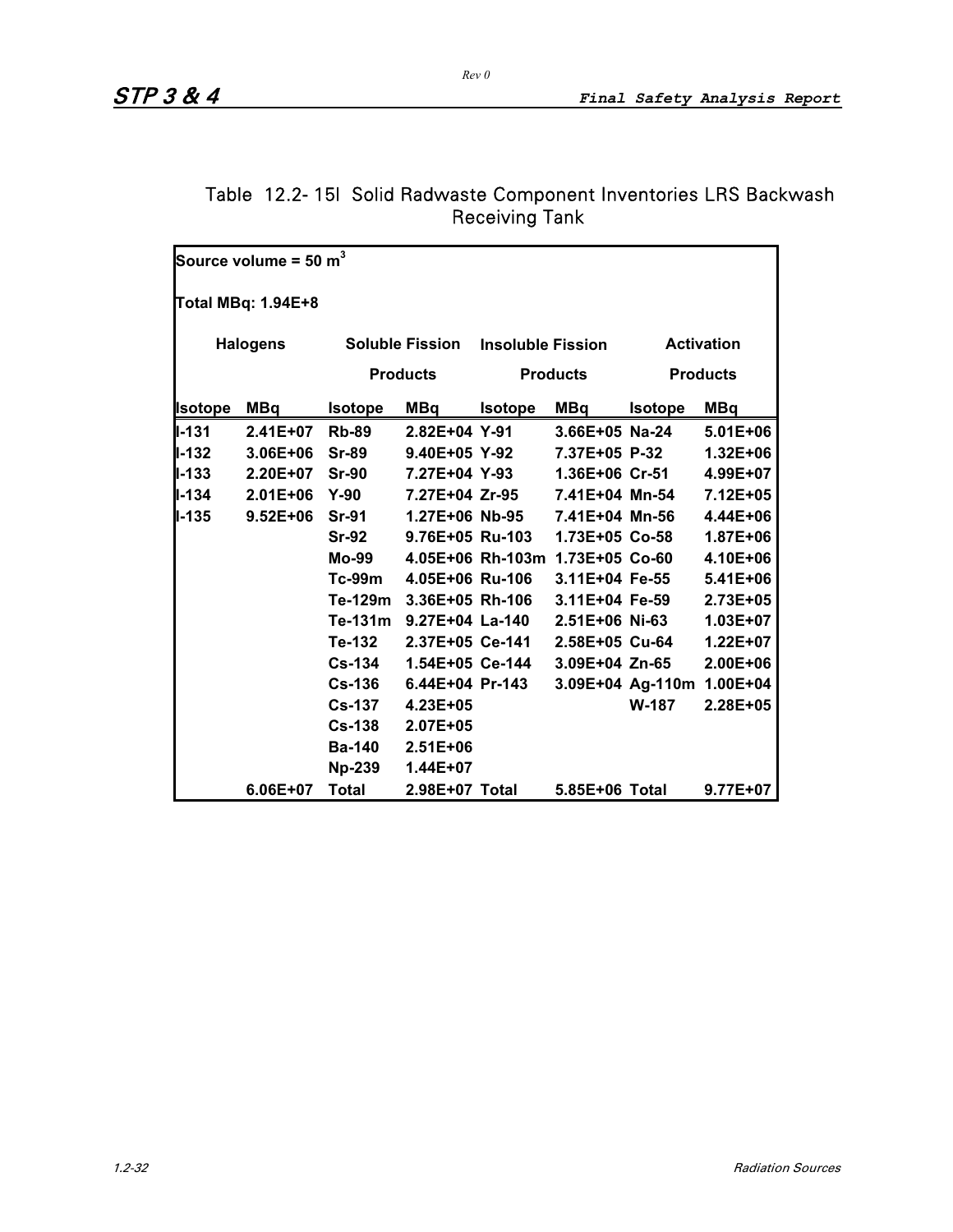## Table 12.2-15I Solid Radwaste Component Inventories LRS Backwash Receiving Tank

Source volume = 50 $m^3$

Total MBq: 1.94E+8

| Halogens | | Soluble Fission Products | | Insoluble Fission Products | | Activation Products | |
|---|---|---|---|---|---|---|---|
| **Isotope** | **MBq** | **Isotope** | **MBq** | **Isotope** | **MBq** | **Isotope** | **MBq** |
| I-131 | 2.41E+07 | Rb-89 | 2.82E+04 | Y-91 | 3.66E+05 | Na-24 | 5.01E+06 |
| I-132 | 3.06E+06 | Sr-89 | 9.40E+05 | Y-92 | 7.37E+05 | P-32 | 1.32E+06 |
| I-133 | 2.20E+07 | Sr-90 | 7.27E+04 | Y-93 | 1.36E+06 | Cr-51 | 4.99E+07 |
| I-134 | 2.01E+06 | Y-90 | 7.27E+04 | Zr-95 | 7.41E+04 | Mn-54 | 7.12E+05 |
| I-135 | 9.52E+06 | Sr-91 | 1.27E+06 | Nb-95 | 7.41E+04 | Mn-56 | 4.44E+06 |
| | | Sr-92 | 9.76E+05 | Ru-103 | 1.73E+05 | Co-58 | 1.87E+06 |
| | | Mo-99 | 4.05E+06 | Rh-103m | 1.73E+05 | Co-60 | 4.10E+06 |
| | | Tc-99m | 4.05E+06 | Ru-106 | 3.11E+04 | Fe-55 | 5.41E+06 |
| | | Te-129m | 3.36E+05 | Rh-106 | 3.11E+04 | Fe-59 | 2.73E+05 |
| | | Te-131m | 9.27E+04 | La-140 | 2.51E+06 | Ni-63 | 1.03E+07 |
| | | Te-132 | 2.37E+05 | Ce-141 | 2.58E+05 | Cu-64 | 1.22E+07 |
| | | Cs-134 | 1.54E+05 | Ce-144 | 3.09E+04 | Zn-65 | 2.00E+06 |
| | | Cs-136 | 6.44E+04 | Pr-143 | 3.09E+04 | Ag-110m | 1.00E+04 |
| | | Cs-137 | 4.23E+05 | | | W-187 | 2.28E+05 |
| | | Cs-138 | 2.07E+05 | | | | |
| | | Ba-140 | 2.51E+06 | | | | |
| | | Np-239 | 1.44E+07 | | | | |
| | 6.06E+07 | Total | 2.98E+07 | Total | 5.85E+06 | Total | 9.77E+07 |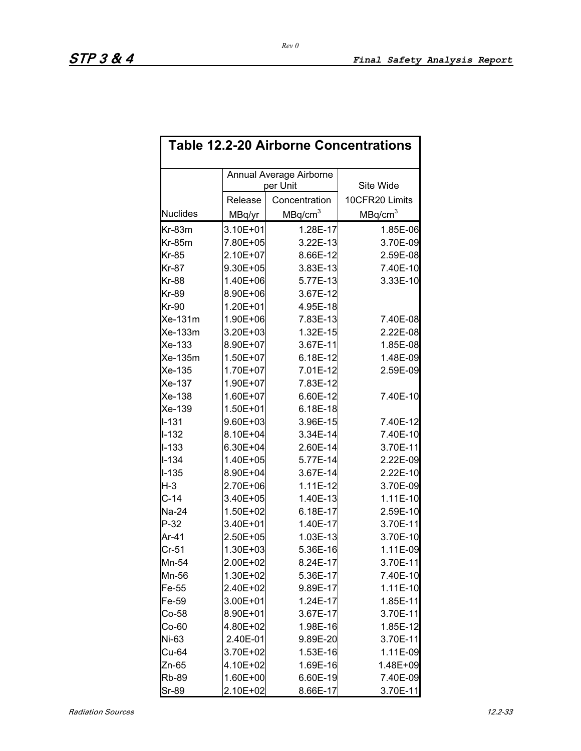**Table 12.2-20 Airborne Concentrations**

| | Annual Average Airborne per Unit | | Site Wide |
|---|---|---|---|
| | Release | Concentration | 10CFR20 Limits |
| Nuclides | MBq/yr | $MBq/cm^3$ | $MBq/cm^3$ |
| Kr-83m | 3.10E+01 | 1.28E-17 | 1.85E-06 |
| Kr-85m | 7.80E+05 | 3.22E-13 | 3.70E-09 |
| Kr-85 | 2.10E+07 | 8.66E-12 | 2.59E-08 |
| Kr-87 | 9.30E+05 | 3.83E-13 | 7.40E-10 |
| Kr-88 | 1.40E+06 | 5.77E-13 | 3.33E-10 |
| Kr-89 | 8.90E+06 | 3.67E-12 | |
| Kr-90 | 1.20E+01 | 4.95E-18 | |
| Xe-131m | 1.90E+06 | 7.83E-13 | 7.40E-08 |
| Xe-133m | 3.20E+03 | 1.32E-15 | 2.22E-08 |
| Xe-133 | 8.90E+07 | 3.67E-11 | 1.85E-08 |
| Xe-135m | 1.50E+07 | 6.18E-12 | 1.48E-09 |
| Xe-135 | 1.70E+07 | 7.01E-12 | 2.59E-09 |
| Xe-137 | 1.90E+07 | 7.83E-12 | |
| Xe-138 | 1.60E+07 | 6.60E-12 | 7.40E-10 |
| Xe-139 | 1.50E+01 | 6.18E-18 | |
| I-131 | 9.60E+03 | 3.96E-15 | 7.40E-12 |
| I-132 | 8.10E+04 | 3.34E-14 | 7.40E-10 |
| I-133 | 6.30E+04 | 2.60E-14 | 3.70E-11 |
| I-134 | 1.40E+05 | 5.77E-14 | 2.22E-09 |
| I-135 | 8.90E+04 | 3.67E-14 | 2.22E-10 |
| H-3 | 2.70E+06 | 1.11E-12 | 3.70E-09 |
| C-14 | 3.40E+05 | 1.40E-13 | 1.11E-10 |
| Na-24 | 1.50E+02 | 6.18E-17 | 2.59E-10 |
| P-32 | 3.40E+01 | 1.40E-17 | 3.70E-11 |
| Ar-41 | 2.50E+05 | 1.03E-13 | 3.70E-10 |
| Cr-51 | 1.30E+03 | 5.36E-16 | 1.11E-09 |
| Mn-54 | 2.00E+02 | 8.24E-17 | 3.70E-11 |
| Mn-56 | 1.30E+02 | 5.36E-17 | 7.40E-10 |
| Fe-55 | 2.40E+02 | 9.89E-17 | 1.11E-10 |
| Fe-59 | 3.00E+01 | 1.24E-17 | 1.85E-11 |
| Co-58 | 8.90E+01 | 3.67E-17 | 3.70E-11 |
| Co-60 | 4.80E+02 | 1.98E-16 | 1.85E-12 |
| Ni-63 | 2.40E-01 | 9.89E-20 | 3.70E-11 |
| Cu-64 | 3.70E+02 | 1.53E-16 | 1.11E-09 |
| Zn-65 | 4.10E+02 | 1.69E-16 | 1.48E+09 |
| Rb-89 | 1.60E+00 | 6.60E-19 | 7.40E-09 |
| Sr-89 | 2.10E+02 | 8.66E-17 | 3.70E-11 |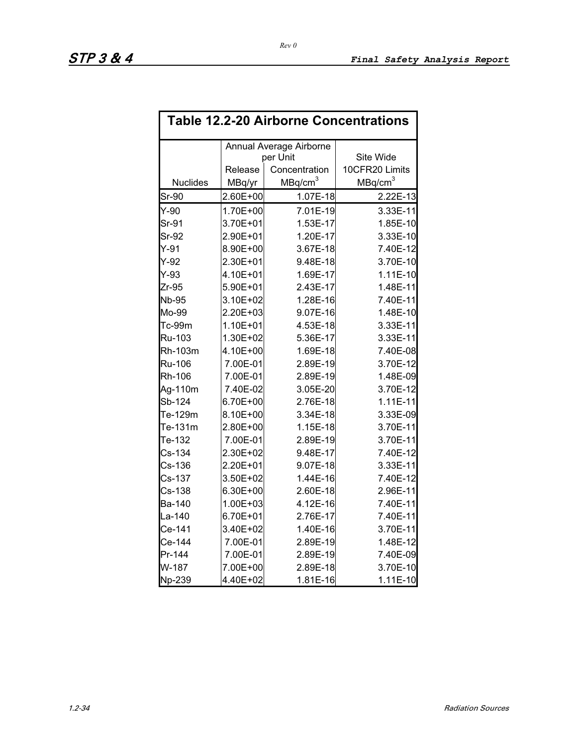## Table 12.2-20 Airborne Concentrations

| | Annual Average Airborne per Unit | | Site Wide |
|---|---|---|---|
| Nuclides | Release MBq/yr | Concentration MBq/cm$^3$ | 10CFR20 Limits MBq/cm$^3$ |
| Sr-90 | 2.60E+00 | 1.07E-18 | 2.22E-13 |
| Y-90 | 1.70E+00 | 7.01E-19 | 3.33E-11 |
| Sr-91 | 3.70E+01 | 1.53E-17 | 1.85E-10 |
| Sr-92 | 2.90E+01 | 1.20E-17 | 3.33E-10 |
| Y-91 | 8.90E+00 | 3.67E-18 | 7.40E-12 |
| Y-92 | 2.30E+01 | 9.48E-18 | 3.70E-10 |
| Y-93 | 4.10E+01 | 1.69E-17 | 1.11E-10 |
| Zr-95 | 5.90E+01 | 2.43E-17 | 1.48E-11 |
| Nb-95 | 3.10E+02 | 1.28E-16 | 7.40E-11 |
| Mo-99 | 2.20E+03 | 9.07E-16 | 1.48E-10 |
| Tc-99m | 1.10E+01 | 4.53E-18 | 3.33E-11 |
| Ru-103 | 1.30E+02 | 5.36E-17 | 3.33E-11 |
| Rh-103m | 4.10E+00 | 1.69E-18 | 7.40E-08 |
| Ru-106 | 7.00E-01 | 2.89E-19 | 3.70E-12 |
| Rh-106 | 7.00E-01 | 2.89E-19 | 1.48E-09 |
| Ag-110m | 7.40E-02 | 3.05E-20 | 3.70E-12 |
| Sb-124 | 6.70E+00 | 2.76E-18 | 1.11E-11 |
| Te-129m | 8.10E+00 | 3.34E-18 | 3.33E-09 |
| Te-131m | 2.80E+00 | 1.15E-18 | 3.70E-11 |
| Te-132 | 7.00E-01 | 2.89E-19 | 3.70E-11 |
| Cs-134 | 2.30E+02 | 9.48E-17 | 7.40E-12 |
| Cs-136 | 2.20E+01 | 9.07E-18 | 3.33E-11 |
| Cs-137 | 3.50E+02 | 1.44E-16 | 7.40E-12 |
| Cs-138 | 6.30E+00 | 2.60E-18 | 2.96E-11 |
| Ba-140 | 1.00E+03 | 4.12E-16 | 7.40E-11 |
| La-140 | 6.70E+01 | 2.76E-17 | 7.40E-11 |
| Ce-141 | 3.40E+02 | 1.40E-16 | 3.70E-11 |
| Ce-144 | 7.00E-01 | 2.89E-19 | 1.48E-12 |
| Pr-144 | 7.00E-01 | 2.89E-19 | 7.40E-09 |
| W-187 | 7.00E+00 | 2.89E-18 | 3.70E-10 |
| Np-239 | 4.40E+02 | 1.81E-16 | 1.11E-10 |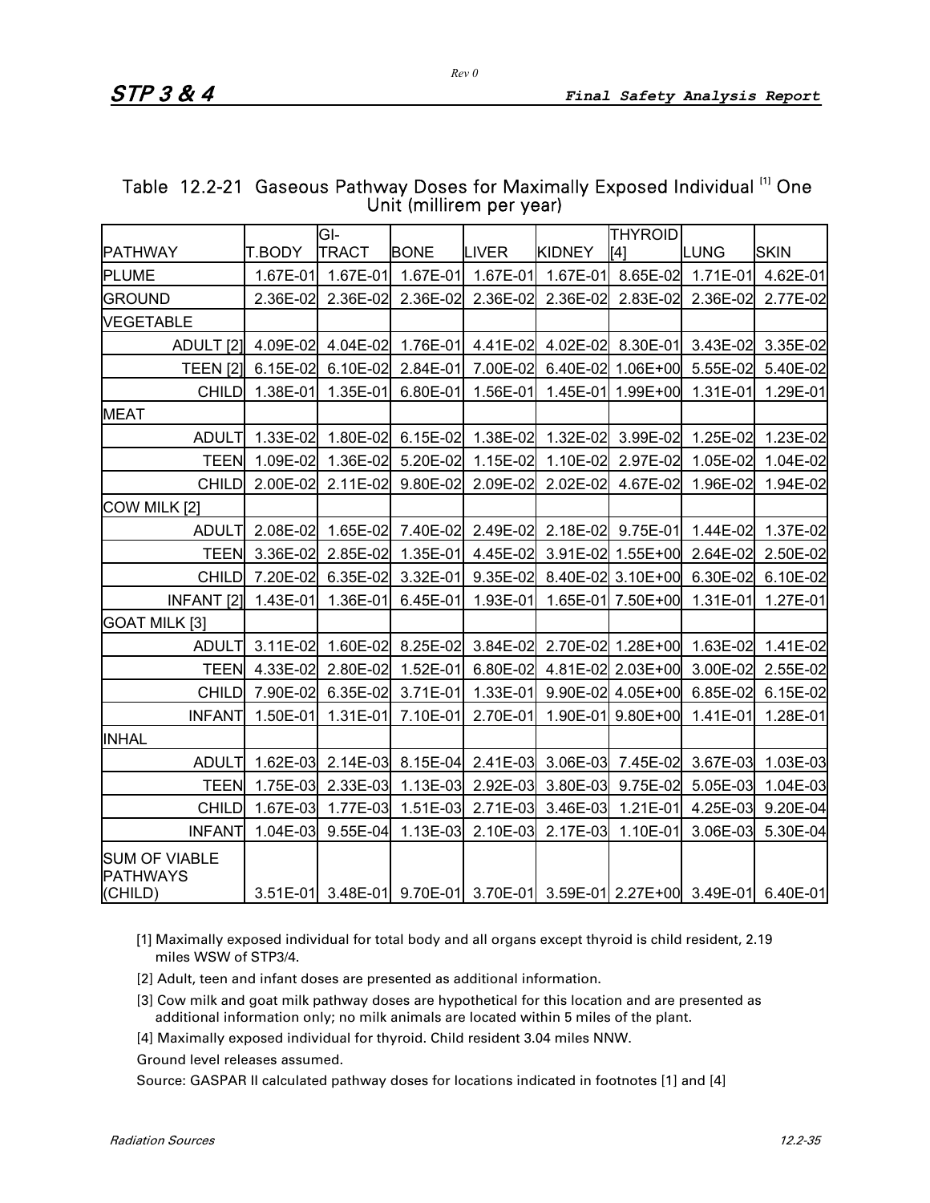## Table 12.2-21 Gaseous Pathway Doses for Maximally Exposed Individual [1] One Unit (millirem per year)

| PATHWAY | T.BODY | GI-TRACT | BONE | LIVER | KIDNEY | THYROID [4] | LUNG | SKIN |
|---|---|---|---|---|---|---|---|---|
| PLUME | 1.67E-01 | 1.67E-01 | 1.67E-01 | 1.67E-01 | 1.67E-01 | 8.65E-02 | 1.71E-01 | 4.62E-01 |
| GROUND | 2.36E-02 | 2.36E-02 | 2.36E-02 | 2.36E-02 | 2.36E-02 | 2.83E-02 | 2.36E-02 | 2.77E-02 |
| VEGETABLE | | | | | | | | |
| ADULT [2] | 4.09E-02 | 4.04E-02 | 1.76E-01 | 4.41E-02 | 4.02E-02 | 8.30E-01 | 3.43E-02 | 3.35E-02 |
| TEEN [2] | 6.15E-02 | 6.10E-02 | 2.84E-01 | 7.00E-02 | 6.40E-02 | 1.06E+00 | 5.55E-02 | 5.40E-02 |
| CHILD | 1.38E-01 | 1.35E-01 | 6.80E-01 | 1.56E-01 | 1.45E-01 | 1.99E+00 | 1.31E-01 | 1.29E-01 |
| MEAT | | | | | | | | |
| ADULT | 1.33E-02 | 1.80E-02 | 6.15E-02 | 1.38E-02 | 1.32E-02 | 3.99E-02 | 1.25E-02 | 1.23E-02 |
| TEEN | 1.09E-02 | 1.36E-02 | 5.20E-02 | 1.15E-02 | 1.10E-02 | 2.97E-02 | 1.05E-02 | 1.04E-02 |
| CHILD | 2.00E-02 | 2.11E-02 | 9.80E-02 | 2.09E-02 | 2.02E-02 | 4.67E-02 | 1.96E-02 | 1.94E-02 |
| COW MILK [2] | | | | | | | | |
| ADULT | 2.08E-02 | 1.65E-02 | 7.40E-02 | 2.49E-02 | 2.18E-02 | 9.75E-01 | 1.44E-02 | 1.37E-02 |
| TEEN | 3.36E-02 | 2.85E-02 | 1.35E-01 | 4.45E-02 | 3.91E-02 | 1.55E+00 | 2.64E-02 | 2.50E-02 |
| CHILD | 7.20E-02 | 6.35E-02 | 3.32E-01 | 9.35E-02 | 8.40E-02 | 3.10E+00 | 6.30E-02 | 6.10E-02 |
| INFANT [2] | 1.43E-01 | 1.36E-01 | 6.45E-01 | 1.93E-01 | 1.65E-01 | 7.50E+00 | 1.31E-01 | 1.27E-01 |
| GOAT MILK [3] | | | | | | | | |
| ADULT | 3.11E-02 | 1.60E-02 | 8.25E-02 | 3.84E-02 | 2.70E-02 | 1.28E+00 | 1.63E-02 | 1.41E-02 |
| TEEN | 4.33E-02 | 2.80E-02 | 1.52E-01 | 6.80E-02 | 4.81E-02 | 2.03E+00 | 3.00E-02 | 2.55E-02 |
| CHILD | 7.90E-02 | 6.35E-02 | 3.71E-01 | 1.33E-01 | 9.90E-02 | 4.05E+00 | 6.85E-02 | 6.15E-02 |
| INFANT | 1.50E-01 | 1.31E-01 | 7.10E-01 | 2.70E-01 | 1.90E-01 | 9.80E+00 | 1.41E-01 | 1.28E-01 |
| INHAL | | | | | | | | |
| ADULT | 1.62E-03 | 2.14E-03 | 8.15E-04 | 2.41E-03 | 3.06E-03 | 7.45E-02 | 3.67E-03 | 1.03E-03 |
| TEEN | 1.75E-03 | 2.33E-03 | 1.13E-03 | 2.92E-03 | 3.80E-03 | 9.75E-02 | 5.05E-03 | 1.04E-03 |
| CHILD | 1.67E-03 | 1.77E-03 | 1.51E-03 | 2.71E-03 | 3.46E-03 | 1.21E-01 | 4.25E-03 | 9.20E-04 |
| INFANT | 1.04E-03 | 9.55E-04 | 1.13E-03 | 2.10E-03 | 2.17E-03 | 1.10E-01 | 3.06E-03 | 5.30E-04 |
| SUM OF VIABLE PATHWAYS (CHILD) | 3.51E-01 | 3.48E-01 | 9.70E-01 | 3.70E-01 | 3.59E-01 | 2.27E+00 | 3.49E-01 | 6.40E-01 |

[1] Maximally exposed individual for total body and all organs except thyroid is child resident, 2.19 miles WSW of STP3/4.

[2] Adult, teen and infant doses are presented as additional information.

[3] Cow milk and goat milk pathway doses are hypothetical for this location and are presented as additional information only; no milk animals are located within 5 miles of the plant.

[4] Maximally exposed individual for thyroid. Child resident 3.04 miles NNW.

Ground level releases assumed.

Source: GASPAR II calculated pathway doses for locations indicated in footnotes [1] and [4]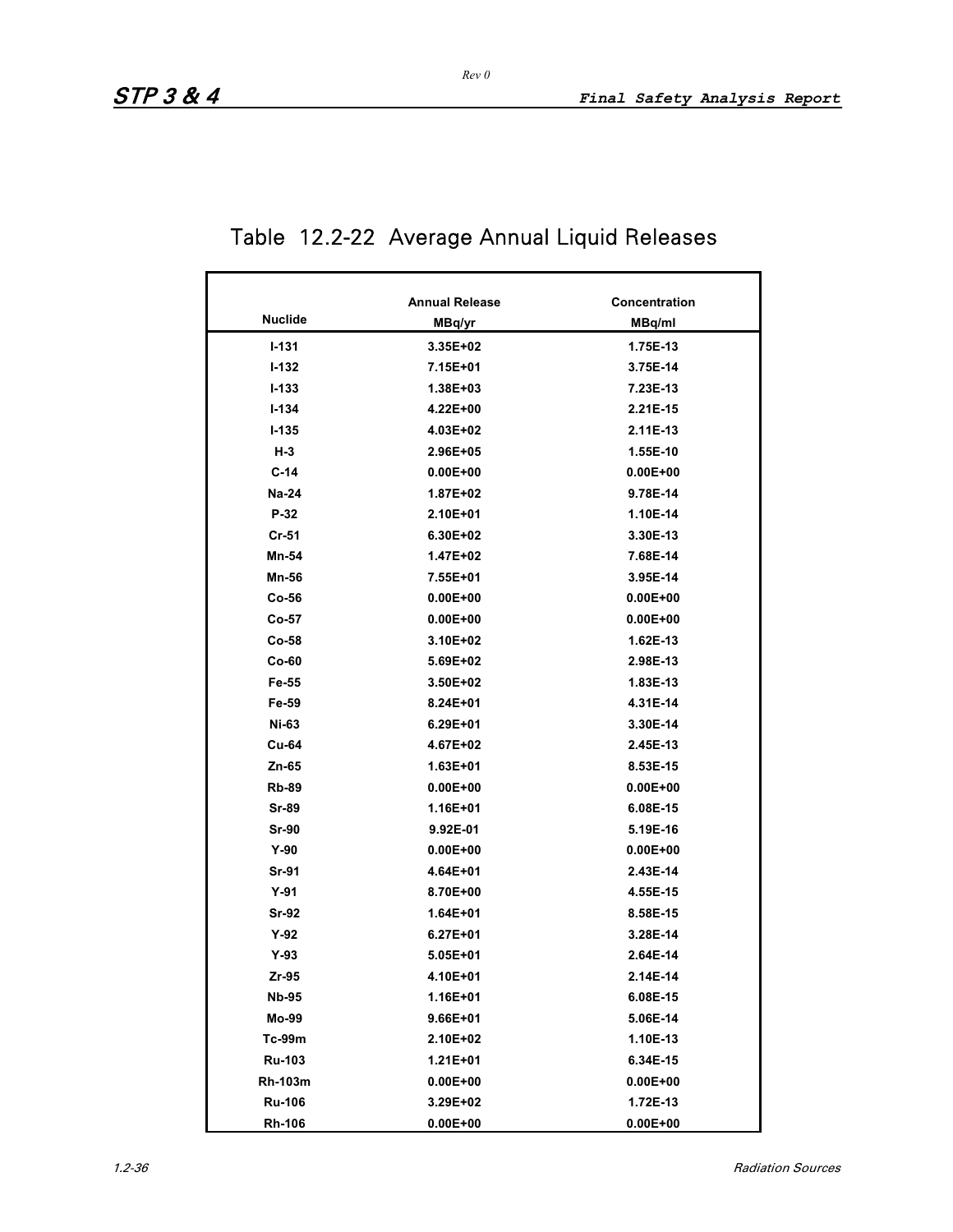## Table 12.2-22 Average Annual Liquid Releases

| Nuclide | Annual Release MBq/yr | Concentration MBq/ml |
|---|---|---|
| I-131 | 3.35E+02 | 1.75E-13 |
| I-132 | 7.15E+01 | 3.75E-14 |
| I-133 | 1.38E+03 | 7.23E-13 |
| I-134 | 4.22E+00 | 2.21E-15 |
| I-135 | 4.03E+02 | 2.11E-13 |
| H-3 | 2.96E+05 | 1.55E-10 |
| C-14 | 0.00E+00 | 0.00E+00 |
| Na-24 | 1.87E+02 | 9.78E-14 |
| P-32 | 2.10E+01 | 1.10E-14 |
| Cr-51 | 6.30E+02 | 3.30E-13 |
| Mn-54 | 1.47E+02 | 7.68E-14 |
| Mn-56 | 7.55E+01 | 3.95E-14 |
| Co-56 | 0.00E+00 | 0.00E+00 |
| Co-57 | 0.00E+00 | 0.00E+00 |
| Co-58 | 3.10E+02 | 1.62E-13 |
| Co-60 | 5.69E+02 | 2.98E-13 |
| Fe-55 | 3.50E+02 | 1.83E-13 |
| Fe-59 | 8.24E+01 | 4.31E-14 |
| Ni-63 | 6.29E+01 | 3.30E-14 |
| Cu-64 | 4.67E+02 | 2.45E-13 |
| Zn-65 | 1.63E+01 | 8.53E-15 |
| Rb-89 | 0.00E+00 | 0.00E+00 |
| Sr-89 | 1.16E+01 | 6.08E-15 |
| Sr-90 | 9.92E-01 | 5.19E-16 |
| Y-90 | 0.00E+00 | 0.00E+00 |
| Sr-91 | 4.64E+01 | 2.43E-14 |
| Y-91 | 8.70E+00 | 4.55E-15 |
| Sr-92 | 1.64E+01 | 8.58E-15 |
| Y-92 | 6.27E+01 | 3.28E-14 |
| Y-93 | 5.05E+01 | 2.64E-14 |
| Zr-95 | 4.10E+01 | 2.14E-14 |
| Nb-95 | 1.16E+01 | 6.08E-15 |
| Mo-99 | 9.66E+01 | 5.06E-14 |
| Tc-99m | 2.10E+02 | 1.10E-13 |
| Ru-103 | 1.21E+01 | 6.34E-15 |
| Rh-103m | 0.00E+00 | 0.00E+00 |
| Ru-106 | 3.29E+02 | 1.72E-13 |
| Rh-106 | 0.00E+00 | 0.00E+00 |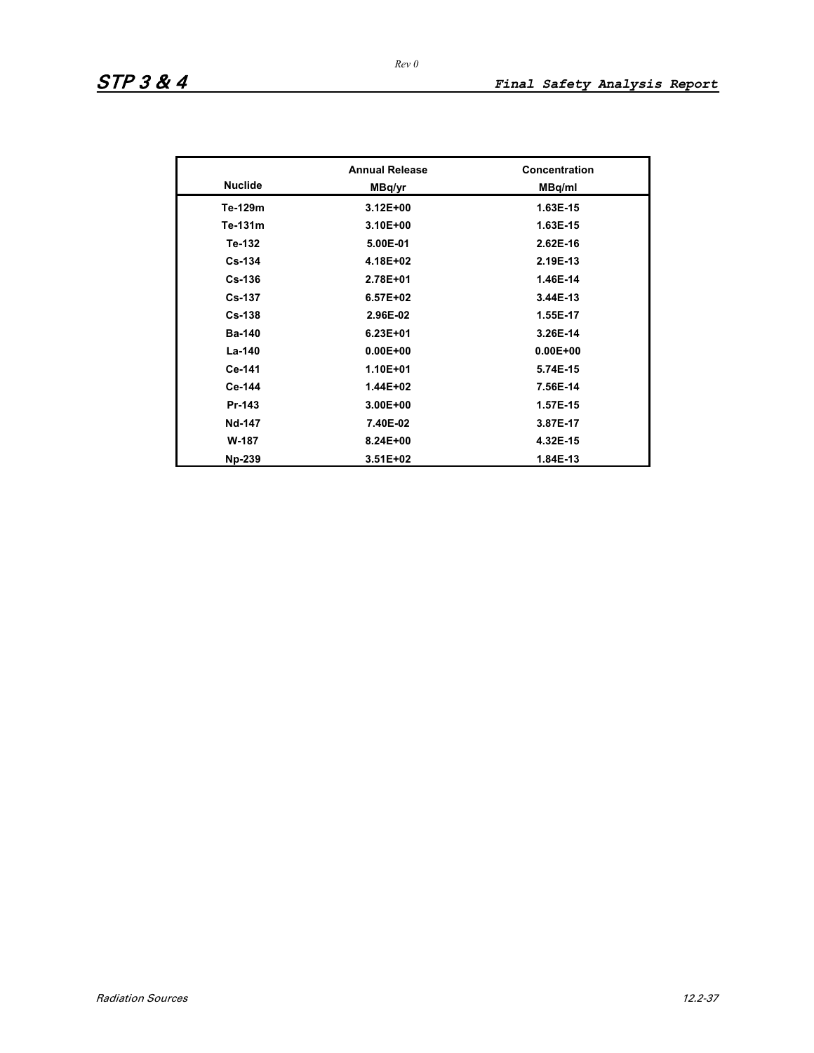| Nuclide | Annual Release<br>MBq/yr | Concentration<br>MBq/ml |
|---|---|---|
| Te-129m | 3.12E+00 | 1.63E-15 |
| Te-131m | 3.10E+00 | 1.63E-15 |
| Te-132 | 5.00E-01 | 2.62E-16 |
| Cs-134 | 4.18E+02 | 2.19E-13 |
| Cs-136 | 2.78E+01 | 1.46E-14 |
| Cs-137 | 6.57E+02 | 3.44E-13 |
| Cs-138 | 2.96E-02 | 1.55E-17 |
| Ba-140 | 6.23E+01 | 3.26E-14 |
| La-140 | 0.00E+00 | 0.00E+00 |
| Ce-141 | 1.10E+01 | 5.74E-15 |
| Ce-144 | 1.44E+02 | 7.56E-14 |
| Pr-143 | 3.00E+00 | 1.57E-15 |
| Nd-147 | 7.40E-02 | 3.87E-17 |
| W-187 | 8.24E+00 | 4.32E-15 |
| Np-239 | 3.51E+02 | 1.84E-13 |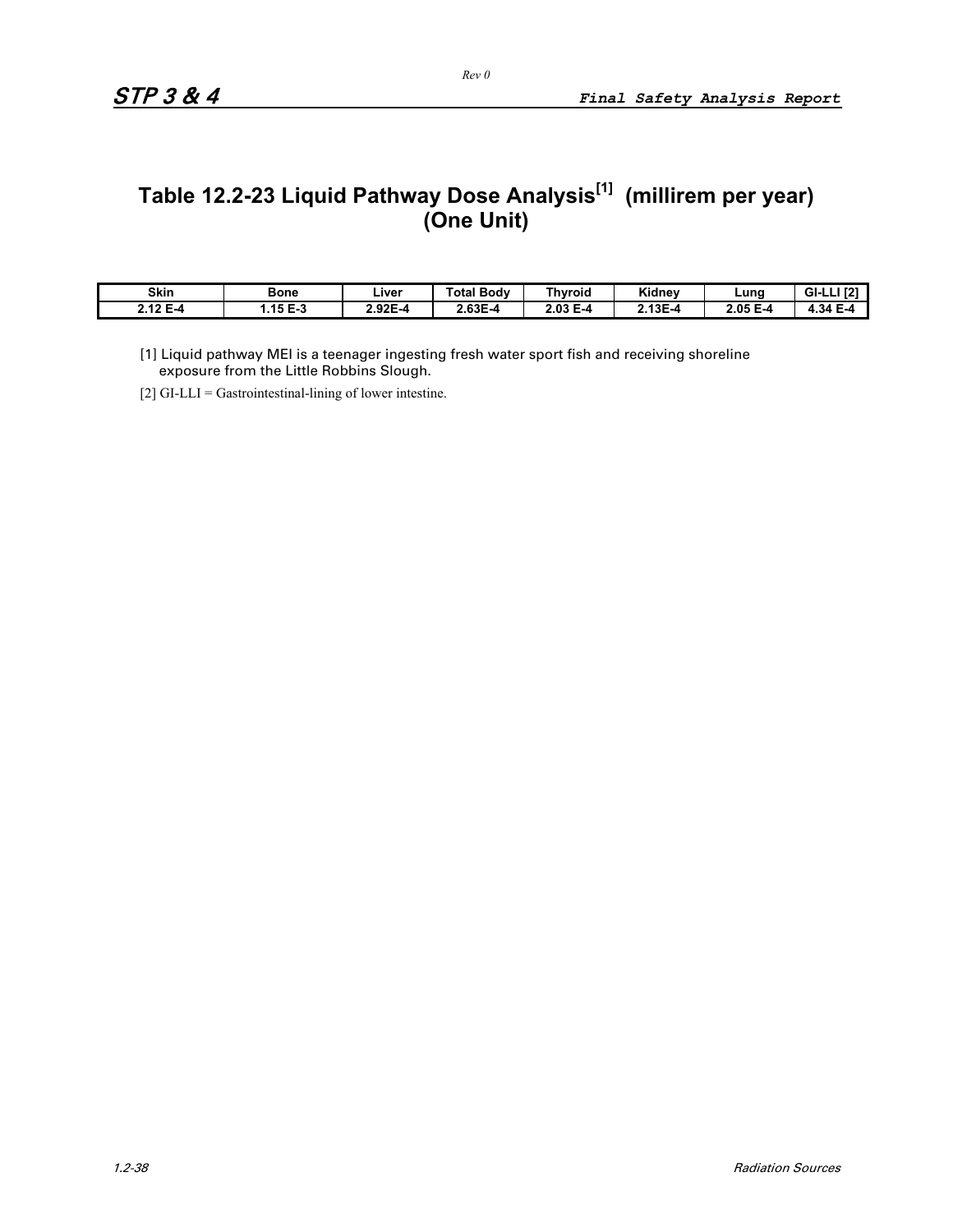# Table 12.2-23 Liquid Pathway Dose Analysis[1] (millirem per year) (One Unit)

| Skin | Bone | Liver | Total Body | Thyroid | Kidney | Lung | GI-LLI [2] |
|---|---|---|---|---|---|---|---|
| 2.12 E-4 | 1.15 E-3 | 2.92E-4 | 2.63E-4 | 2.03 E-4 | 2.13E-4 | 2.05 E-4 | 4.34 E-4 |

[1] Liquid pathway MEI is a teenager ingesting fresh water sport fish and receiving shoreline exposure from the Little Robbins Slough.

[2] GI-LLI = Gastrointestinal-lining of lower intestine.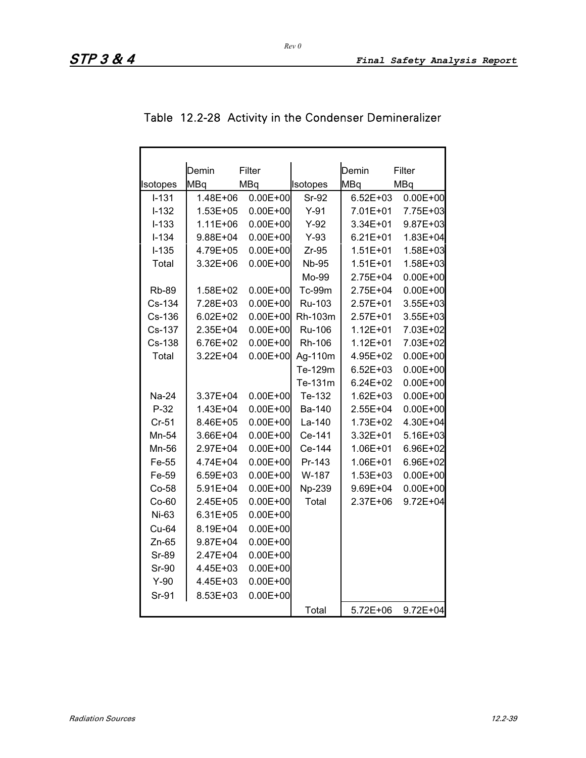## Table 12.2-28 Activity in the Condenser Demineralizer

| Isotopes | Demin MBq | Filter MBq | Isotopes | Demin MBq | Filter MBq |
|---|---|---|---|---|---|
| I-131 | 1.48E+06 | 0.00E+00 | Sr-92 | 6.52E+03 | 0.00E+00 |
| I-132 | 1.53E+05 | 0.00E+00 | Y-91 | 7.01E+01 | 7.75E+03 |
| I-133 | 1.11E+06 | 0.00E+00 | Y-92 | 3.34E+01 | 9.87E+03 |
| I-134 | 9.88E+04 | 0.00E+00 | Y-93 | 6.21E+01 | 1.83E+04 |
| I-135 | 4.79E+05 | 0.00E+00 | Zr-95 | 1.51E+01 | 1.58E+03 |
| Total | 3.32E+06 | 0.00E+00 | Nb-95 | 1.51E+01 | 1.58E+03 |
| | | | Mo-99 | 2.75E+04 | 0.00E+00 |
| Rb-89 | 1.58E+02 | 0.00E+00 | Tc-99m | 2.75E+04 | 0.00E+00 |
| Cs-134 | 7.28E+03 | 0.00E+00 | Ru-103 | 2.57E+01 | 3.55E+03 |
| Cs-136 | 6.02E+02 | 0.00E+00 | Rh-103m | 2.57E+01 | 3.55E+03 |
| Cs-137 | 2.35E+04 | 0.00E+00 | Ru-106 | 1.12E+01 | 7.03E+02 |
| Cs-138 | 6.76E+02 | 0.00E+00 | Rh-106 | 1.12E+01 | 7.03E+02 |
| Total | 3.22E+04 | 0.00E+00 | Ag-110m | 4.95E+02 | 0.00E+00 |
| | | | Te-129m | 6.52E+03 | 0.00E+00 |
| | | | Te-131m | 6.24E+02 | 0.00E+00 |
| Na-24 | 3.37E+04 | 0.00E+00 | Te-132 | 1.62E+03 | 0.00E+00 |
| P-32 | 1.43E+04 | 0.00E+00 | Ba-140 | 2.55E+04 | 0.00E+00 |
| Cr-51 | 8.46E+05 | 0.00E+00 | La-140 | 1.73E+02 | 4.30E+04 |
| Mn-54 | 3.66E+04 | 0.00E+00 | Ce-141 | 3.32E+01 | 5.16E+03 |
| Mn-56 | 2.97E+04 | 0.00E+00 | Ce-144 | 1.06E+01 | 6.96E+02 |
| Fe-55 | 4.74E+04 | 0.00E+00 | Pr-143 | 1.06E+01 | 6.96E+02 |
| Fe-59 | 6.59E+03 | 0.00E+00 | W-187 | 1.53E+03 | 0.00E+00 |
| Co-58 | 5.91E+04 | 0.00E+00 | Np-239 | 9.69E+04 | 0.00E+00 |
| Co-60 | 2.45E+05 | 0.00E+00 | Total | 2.37E+06 | 9.72E+04 |
| Ni-63 | 6.31E+05 | 0.00E+00 | | | |
| Cu-64 | 8.19E+04 | 0.00E+00 | | | |
| Zn-65 | 9.87E+04 | 0.00E+00 | | | |
| Sr-89 | 2.47E+04 | 0.00E+00 | | | |
| Sr-90 | 4.45E+03 | 0.00E+00 | | | |
| Y-90 | 4.45E+03 | 0.00E+00 | | | |
| Sr-91 | 8.53E+03 | 0.00E+00 | | | |
| | | | Total | 5.72E+06 | 9.72E+04 |